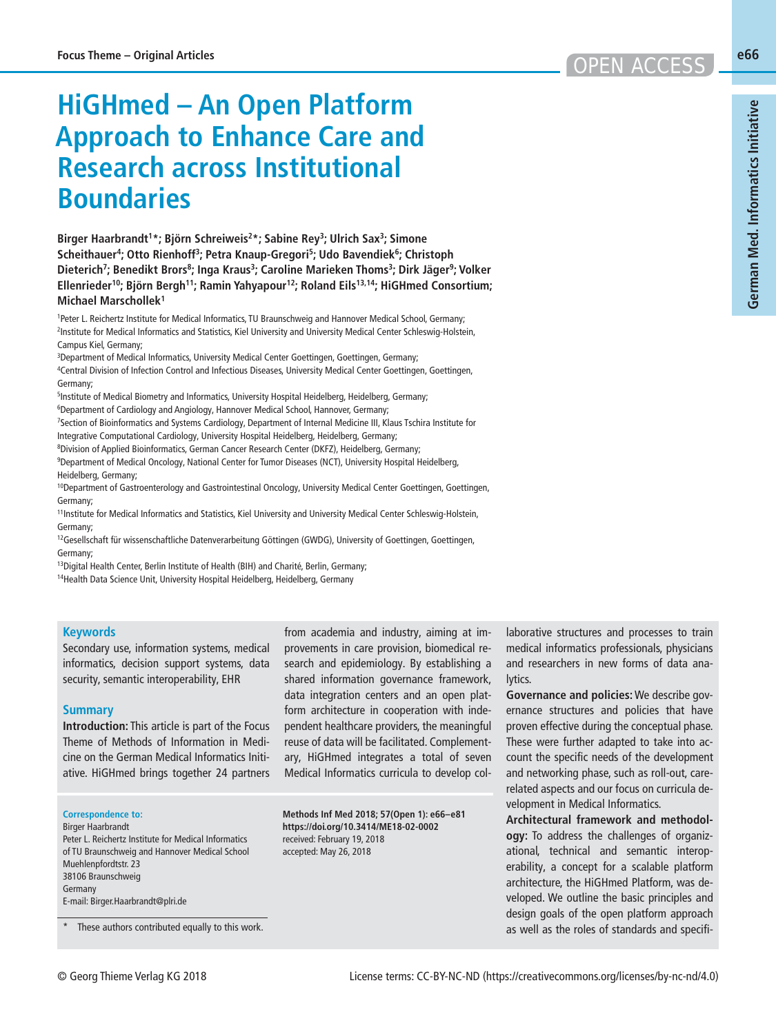# HiGHmed – An Open Platform Approach to Enhance Care and Research across Institutional Boundaries

**Birger Haarbrandt[1]*; Björn Schreiweis[2]*; Sabine Rey[3]; Ulrich Sax[3]; Simone Scheithauer[4]; Otto Rienhoff[3]; Petra Knaup-Gregori[5]; Udo Bavendiek[6]; Christoph Dieterich[7]; Benedikt Brors[8]; Inga Kraus[3]; Caroline Marieken Thoms[3]; Dirk Jäger[9]; Volker Ellenrieder[10]; Björn Bergh[11]; Ramin Yahyapour[12]; Roland Eils[13,14]; HiGHmed Consortium; Michael Marschollek[1]**

[1]Peter L. Reichertz Institute for Medical Informatics, TU Braunschweig and Hannover Medical School, Germany;
[2]Institute for Medical Informatics and Statistics, Kiel University and University Medical Center Schleswig-Holstein, Campus Kiel, Germany;
[3]Department of Medical Informatics, University Medical Center Goettingen, Goettingen, Germany;
[4]Central Division of Infection Control and Infectious Diseases, University Medical Center Goettingen, Goettingen, Germany;
[5]Institute of Medical Biometry and Informatics, University Hospital Heidelberg, Heidelberg, Germany;
[6]Department of Cardiology and Angiology, Hannover Medical School, Hannover, Germany;
[7]Section of Bioinformatics and Systems Cardiology, Department of Internal Medicine III, Klaus Tschira Institute for Integrative Computational Cardiology, University Hospital Heidelberg, Heidelberg, Germany;
[8]Division of Applied Bioinformatics, German Cancer Research Center (DKFZ), Heidelberg, Germany;
[9]Department of Medical Oncology, National Center for Tumor Diseases (NCT), University Hospital Heidelberg, Heidelberg, Germany;
[10]Department of Gastroenterology and Gastrointestinal Oncology, University Medical Center Goettingen, Goettingen, Germany;
[11]Institute for Medical Informatics and Statistics, Kiel University and University Medical Center Schleswig-Holstein, Germany;
[12]Gesellschaft für wissenschaftliche Datenverarbeitung Göttingen (GWDG), University of Goettingen, Goettingen, Germany;
[13]Digital Health Center, Berlin Institute of Health (BIH) and Charité, Berlin, Germany;
[14]Health Data Science Unit, University Hospital Heidelberg, Heidelberg, Germany

### Keywords

Secondary use, information systems, medical informatics, decision support systems, data security, semantic interoperability, EHR

### Summary

**Introduction:** This article is part of the Focus Theme of Methods of Information in Medicine on the German Medical Informatics Initiative. HiGHmed brings together 24 partners from academia and industry, aiming at improvements in care provision, biomedical research and epidemiology. By establishing a shared information governance framework, data integration centers and an open platform architecture in cooperation with independent healthcare providers, the meaningful reuse of data will be facilitated. Complementary, HiGHmed integrates a total of seven Medical Informatics curricula to develop collaborative structures and processes to train medical informatics professionals, physicians and researchers in new forms of data analytics.

**Governance and policies:** We describe governance structures and policies that have proven effective during the conceptual phase. These were further adapted to take into account the specific needs of the development and networking phase, such as roll-out, care-related aspects and our focus on curricula development in Medical Informatics.

**Architectural framework and methodology:** To address the challenges of organizational, technical and semantic interoperability, a concept for a scalable platform architecture, the HiGHmed Platform, was developed. We outline the basic principles and design goals of the open platform approach as well as the roles of standards and specifi-

**Correspondence to:**
Birger Haarbrandt
Peter L. Reichertz Institute for Medical Informatics of TU Braunschweig and Hannover Medical School
Muehlenpfordtstr. 23
38106 Braunschweig
Germany
E-mail: Birger.Haarbrandt@plri.de

\* These authors contributed equally to this work.

**Methods Inf Med 2018; 57(Open 1): e66–e81**
**https://doi.org/10.3414/ME18-02-0002**
received: February 19, 2018
accepted: May 26, 2018

© Georg Thieme Verlag KG 2018

License terms: CC-BY-NC-ND (https://creativecommons.org/licenses/by-nc-nd/4.0)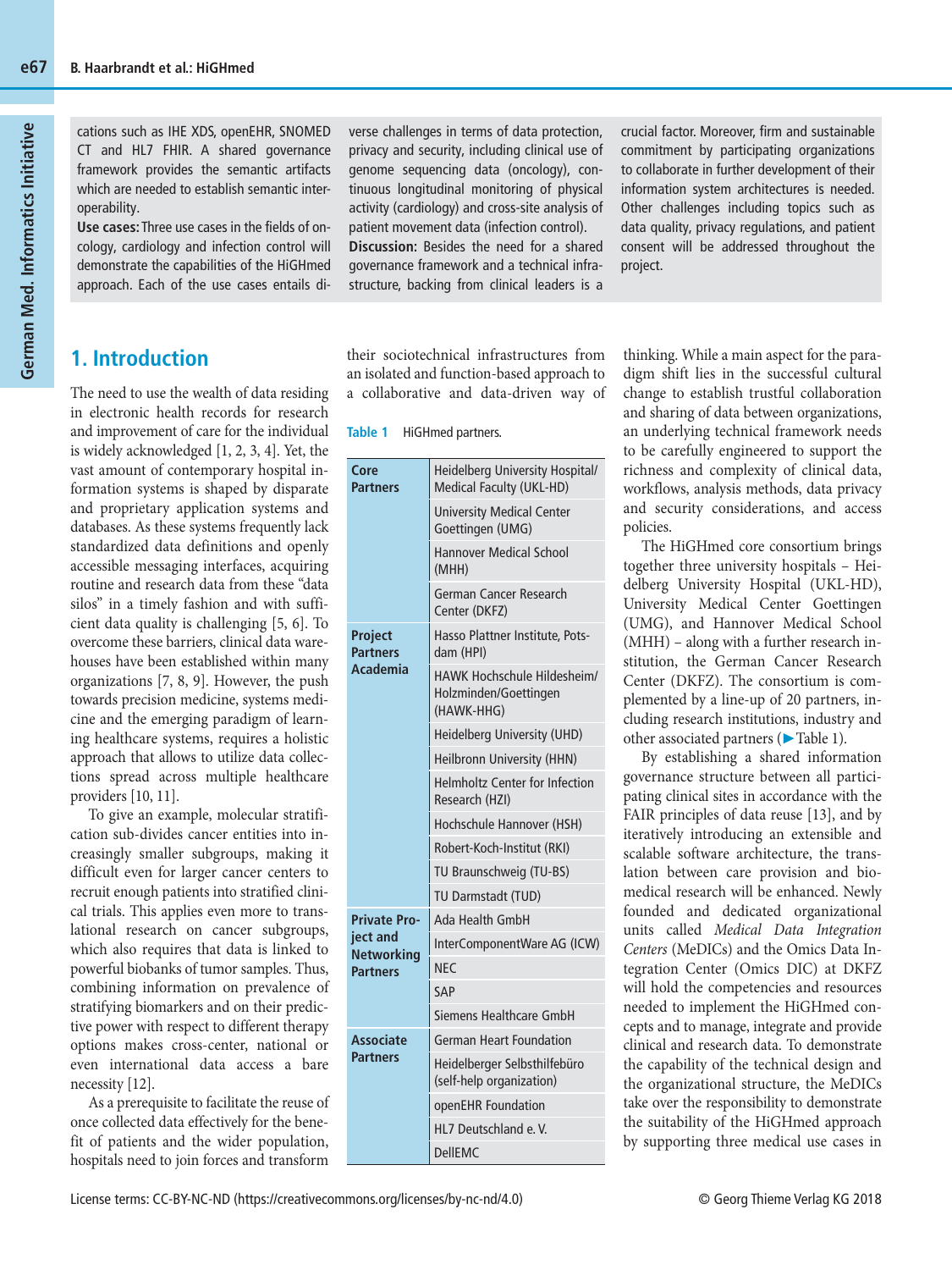cations such as IHE XDS, openEHR, SNOMED CT and HL7 FHIR. A shared governance framework provides the semantic artifacts which are needed to establish semantic interoperability.

**Use cases:** Three use cases in the fields of oncology, cardiology and infection control will demonstrate the capabilities of the HiGHmed approach. Each of the use cases entails diverse challenges in terms of data protection, privacy and security, including clinical use of genome sequencing data (oncology), continuous longitudinal monitoring of physical activity (cardiology) and cross-site analysis of patient movement data (infection control).

**Discussion:** Besides the need for a shared governance framework and a technical infrastructure, backing from clinical leaders is a crucial factor. Moreover, firm and sustainable commitment by participating organizations to collaborate in further development of their information system architectures is needed. Other challenges including topics such as data quality, privacy regulations, and patient consent will be addressed throughout the project.

## 1. Introduction

The need to use the wealth of data residing in electronic health records for research and improvement of care for the individual is widely acknowledged [1, 2, 3, 4]. Yet, the vast amount of contemporary hospital information systems is shaped by disparate and proprietary application systems and databases. As these systems frequently lack standardized data definitions and openly accessible messaging interfaces, acquiring routine and research data from these "data silos" in a timely fashion and with sufficient data quality is challenging [5, 6]. To overcome these barriers, clinical data warehouses have been established within many organizations [7, 8, 9]. However, the push towards precision medicine, systems medicine and the emerging paradigm of learning healthcare systems, requires a holistic approach that allows to utilize data collections spread across multiple healthcare providers [10, 11].

To give an example, molecular stratification sub-divides cancer entities into increasingly smaller subgroups, making it difficult even for larger cancer centers to recruit enough patients into stratified clinical trials. This applies even more to translational research on cancer subgroups, which also requires that data is linked to powerful biobanks of tumor samples. Thus, combining information on prevalence of stratifying biomarkers and on their predictive power with respect to different therapy options makes cross-center, national or even international data access a bare necessity [12].

As a prerequisite to facilitate the reuse of once collected data effectively for the benefit of patients and the wider population, hospitals need to join forces and transform their sociotechnical infrastructures from an isolated and function-based approach to a collaborative and data-driven way of thinking. While a main aspect for the paradigm shift lies in the successful cultural change to establish trustful collaboration and sharing of data between organizations, an underlying technical framework needs to be carefully engineered to support the richness and complexity of clinical data, workflows, analysis methods, data privacy and security considerations, and access policies.

**Table 1** HiGHmed partners.

| | |
|---|---|
| **Core Partners** | Heidelberg University Hospital/ Medical Faculty (UKL-HD) |
| | University Medical Center Goettingen (UMG) |
| | Hannover Medical School (MHH) |
| | German Cancer Research Center (DKFZ) |
| **Project Partners Academia** | Hasso Plattner Institute, Potsdam (HPI) |
| | HAWK Hochschule Hildesheim/ Holzminden/Goettingen (HAWK-HHG) |
| | Heidelberg University (UHD) |
| | Heilbronn University (HHN) |
| | Helmholtz Center for Infection Research (HZI) |
| | Hochschule Hannover (HSH) |
| | Robert-Koch-Institut (RKI) |
| | TU Braunschweig (TU-BS) |
| | TU Darmstadt (TUD) |
| **Private Project and Networking Partners** | Ada Health GmbH |
| | InterComponentWare AG (ICW) |
| | NEC |
| | SAP |
| | Siemens Healthcare GmbH |
| **Associate Partners** | German Heart Foundation |
| | Heidelberger Selbsthilfebüro (self-help organization) |
| | openEHR Foundation |
| | HL7 Deutschland e. V. |
| | DellEMC |

The HiGHmed core consortium brings together three university hospitals – Heidelberg University Hospital (UKL-HD), University Medical Center Goettingen (UMG), and Hannover Medical School (MHH) – along with a further research institution, the German Cancer Research Center (DKFZ). The consortium is complemented by a line-up of 20 partners, including research institutions, industry and other associated partners (▶Table 1).

By establishing a shared information governance structure between all participating clinical sites in accordance with the FAIR principles of data reuse [13], and by iteratively introducing an extensible and scalable software architecture, the translation between care provision and biomedical research will be enhanced. Newly founded and dedicated organizational units called *Medical Data Integration Centers* (MeDICs) and the Omics Data Integration Center (Omics DIC) at DKFZ will hold the competencies and resources needed to implement the HiGHmed concepts and to manage, integrate and provide clinical and research data. To demonstrate the capability of the technical design and the organizational structure, the MeDICs take over the responsibility to demonstrate the suitability of the HiGHmed approach by supporting three medical use cases in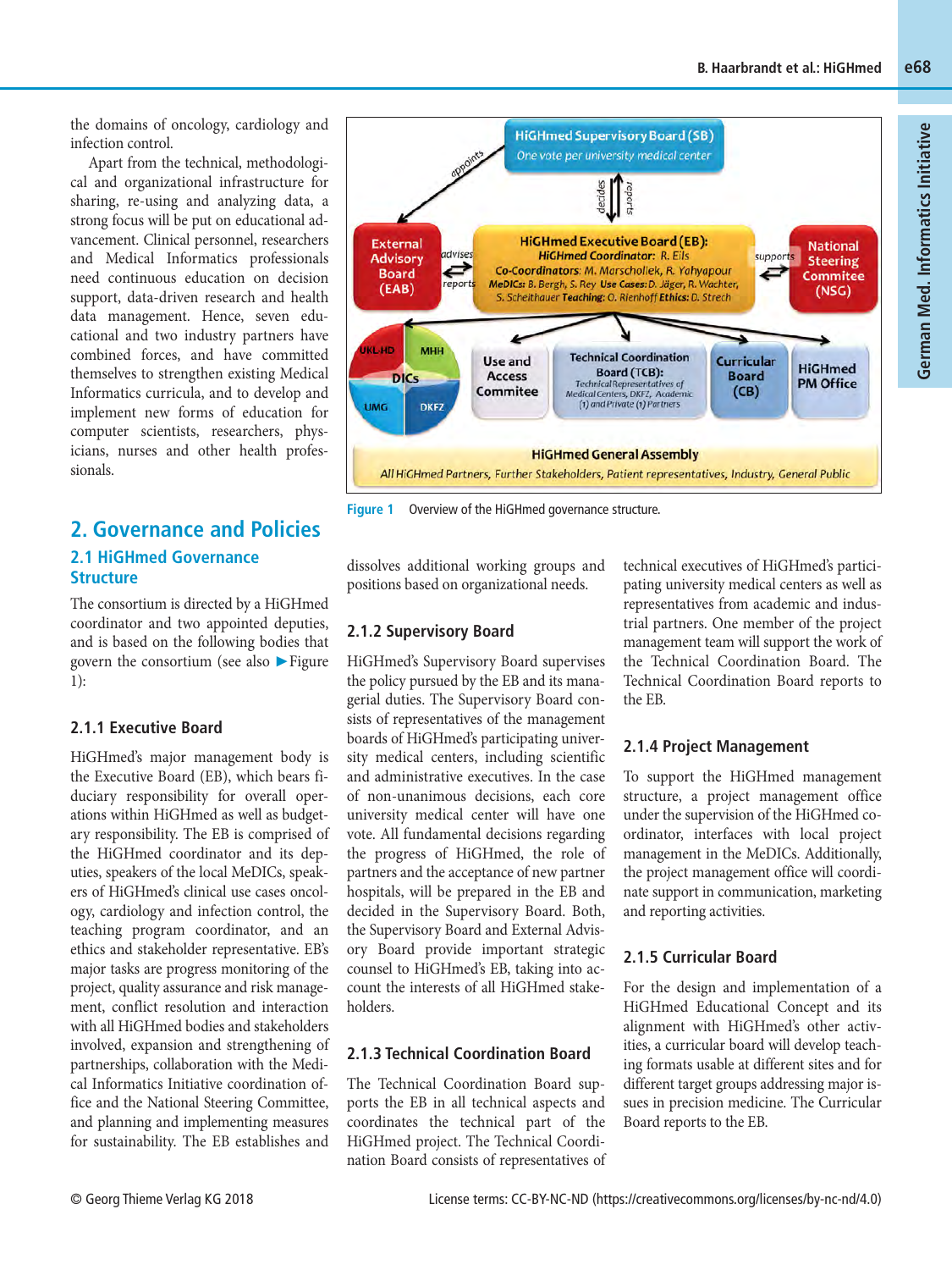the domains of oncology, cardiology and infection control.

Apart from the technical, methodological and organizational infrastructure for sharing, re-using and analyzing data, a strong focus will be put on educational advancement. Clinical personnel, researchers and Medical Informatics professionals need continuous education on decision support, data-driven research and health data management. Hence, seven educational and two industry partners have combined forces, and have committed themselves to strengthen existing Medical Informatics curricula, and to develop and implement new forms of education for computer scientists, researchers, physicians, nurses and other health professionals.

HiGHmed Supervisory Board (SB)
One vote per university medical center
appoints
decides
reports
External Advisory Board (EAB)
advises
reports
HiGHmed Executive Board (EB):
HiGHmed Coordinator: R. Eils
Co-Coordinators: M. Marschollek, R. Yahyapour
MeDICs: B. Bergh, S. Rey Use Cases: D. Jäger, R. Wachter, S. Scheithauer Teaching: O. Rienhoff Ethics: D. Strech
supports
National Steering Commitee (NSG)
UKL-HD
MHH
DICs
UMG
DKFZ
Use and Access Commitee
Technical Coordination Board (TCB):
Technical Representatives of Medical Centers, DKFZ, Academic (1) and Private (1) Partners
Curricular Board (CB)
HiGHmed PM Office
HiGHmed General Assembly
All HiGHmed Partners, Further Stakeholders, Patient representatives, Industry, General Public

**Figure 1** Overview of the HiGHmed governance structure.

## 2. Governance and Policies

### 2.1 HiGHmed Governance Structure

The consortium is directed by a HiGHmed coordinator and two appointed deputies, and is based on the following bodies that govern the consortium (see also ▶Figure 1):

#### 2.1.1 Executive Board

HiGHmed's major management body is the Executive Board (EB), which bears fiduciary responsibility for overall operations within HiGHmed as well as budgetary responsibility. The EB is comprised of the HiGHmed coordinator and its deputies, speakers of the local MeDICs, speakers of HiGHmed's clinical use cases oncology, cardiology and infection control, the teaching program coordinator, and an ethics and stakeholder representative. EB's major tasks are progress monitoring of the project, quality assurance and risk management, conflict resolution and interaction with all HiGHmed bodies and stakeholders involved, expansion and strengthening of partnerships, collaboration with the Medical Informatics Initiative coordination office and the National Steering Committee, and planning and implementing measures for sustainability. The EB establishes and dissolves additional working groups and positions based on organizational needs.

#### 2.1.2 Supervisory Board

HiGHmed's Supervisory Board supervises the policy pursued by the EB and its managerial duties. The Supervisory Board consists of representatives of the management boards of HiGHmed's participating university medical centers, including scientific and administrative executives. In the case of non-unanimous decisions, each core university medical center will have one vote. All fundamental decisions regarding the progress of HiGHmed, the role of partners and the acceptance of new partner hospitals, will be prepared in the EB and decided in the Supervisory Board. Both, the Supervisory Board and External Advisory Board provide important strategic counsel to HiGHmed's EB, taking into account the interests of all HiGHmed stakeholders.

#### 2.1.3 Technical Coordination Board

The Technical Coordination Board supports the EB in all technical aspects and coordinates the technical part of the HiGHmed project. The Technical Coordination Board consists of representatives of technical executives of HiGHmed's participating university medical centers as well as representatives from academic and industrial partners. One member of the project management team will support the work of the Technical Coordination Board. The Technical Coordination Board reports to the EB.

#### 2.1.4 Project Management

To support the HiGHmed management structure, a project management office under the supervision of the HiGHmed coordinator, interfaces with local project management in the MeDICs. Additionally, the project management office will coordinate support in communication, marketing and reporting activities.

#### 2.1.5 Curricular Board

For the design and implementation of a HiGHmed Educational Concept and its alignment with HiGHmed's other activities, a curricular board will develop teaching formats usable at different sites and for different target groups addressing major issues in precision medicine. The Curricular Board reports to the EB.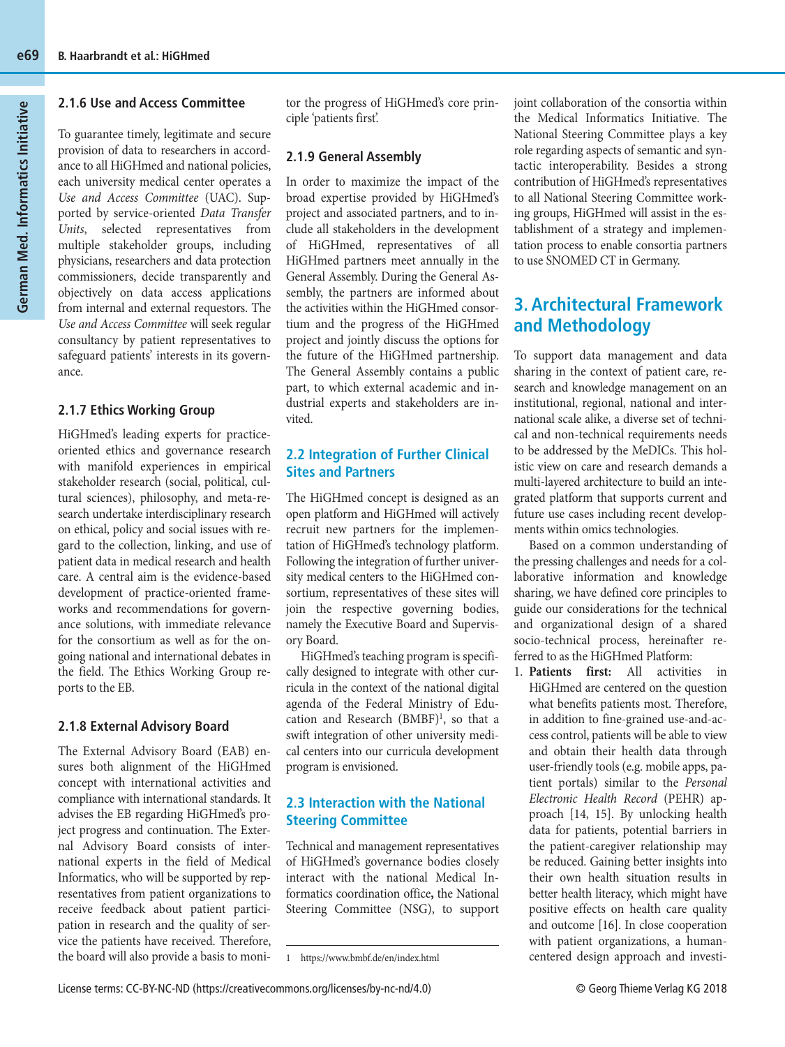### 2.1.6 Use and Access Committee

To guarantee timely, legitimate and secure provision of data to researchers in accordance to all HiGHmed and national policies, each university medical center operates a *Use and Access Committee* (UAC). Supported by service-oriented *Data Transfer Units*, selected representatives from multiple stakeholder groups, including physicians, researchers and data protection commissioners, decide transparently and objectively on data access applications from internal and external requestors. The *Use and Access Committee* will seek regular consultancy by patient representatives to safeguard patients' interests in its governance.

### 2.1.7 Ethics Working Group

HiGHmed's leading experts for practice-oriented ethics and governance research with manifold experiences in empirical stakeholder research (social, political, cultural sciences), philosophy, and meta-research undertake interdisciplinary research on ethical, policy and social issues with regard to the collection, linking, and use of patient data in medical research and health care. A central aim is the evidence-based development of practice-oriented frameworks and recommendations for governance solutions, with immediate relevance for the consortium as well as for the ongoing national and international debates in the field. The Ethics Working Group reports to the EB.

### 2.1.8 External Advisory Board

The External Advisory Board (EAB) ensures both alignment of the HiGHmed concept with international activities and compliance with international standards. It advises the EB regarding HiGHmed's project progress and continuation. The External Advisory Board consists of international experts in the field of Medical Informatics, who will be supported by representatives from patient organizations to receive feedback about patient participation in research and the quality of service the patients have received. Therefore, the board will also provide a basis to monitor the progress of HiGHmed's core principle 'patients first'.

### 2.1.9 General Assembly

In order to maximize the impact of the broad expertise provided by HiGHmed's project and associated partners, and to include all stakeholders in the development of HiGHmed, representatives of all HiGHmed partners meet annually in the General Assembly. During the General Assembly, the partners are informed about the activities within the HiGHmed consortium and the progress of the HiGHmed project and jointly discuss the options for the future of the HiGHmed partnership. The General Assembly contains a public part, to which external academic and industrial experts and stakeholders are invited.

## 2.2 Integration of Further Clinical Sites and Partners

The HiGHmed concept is designed as an open platform and HiGHmed will actively recruit new partners for the implementation of HiGHmed's technology platform. Following the integration of further university medical centers to the HiGHmed consortium, representatives of these sites will join the respective governing bodies, namely the Executive Board and Supervisory Board.

HiGHmed's teaching program is specifically designed to integrate with other curricula in the context of the national digital agenda of the Federal Ministry of Education and Research (BMBF)[1], so that a swift integration of other university medical centers into our curricula development program is envisioned.

## 2.3 Interaction with the National Steering Committee

Technical and management representatives of HiGHmed's governance bodies closely interact with the national Medical Informatics coordination office**,** the National Steering Committee (NSG), to support joint collaboration of the consortia within the Medical Informatics Initiative. The National Steering Committee plays a key role regarding aspects of semantic and syntactic interoperability. Besides a strong contribution of HiGHmed's representatives to all National Steering Committee working groups, HiGHmed will assist in the establishment of a strategy and implementation process to enable consortia partners to use SNOMED CT in Germany.

1 https://www.bmbf.de/en/index.html

# 3. Architectural Framework and Methodology

To support data management and data sharing in the context of patient care, research and knowledge management on an institutional, regional, national and international scale alike, a diverse set of technical and non-technical requirements needs to be addressed by the MeDICs. This holistic view on care and research demands a multi-layered architecture to build an integrated platform that supports current and future use cases including recent developments within omics technologies.

Based on a common understanding of the pressing challenges and needs for a collaborative information and knowledge sharing, we have defined core principles to guide our considerations for the technical and organizational design of a shared socio-technical process, hereinafter referred to as the HiGHmed Platform:

1. **Patients first:** All activities in HiGHmed are centered on the question what benefits patients most. Therefore, in addition to fine-grained use-and-access control, patients will be able to view and obtain their health data through user-friendly tools (e.g. mobile apps, patient portals) similar to the *Personal Electronic Health Record* (PEHR) approach [14, 15]. By unlocking health data for patients, potential barriers in the patient-caregiver relationship may be reduced. Gaining better insights into their own health situation results in better health literacy, which might have positive effects on health care quality and outcome [16]. In close cooperation with patient organizations, a human-centered design approach and investi-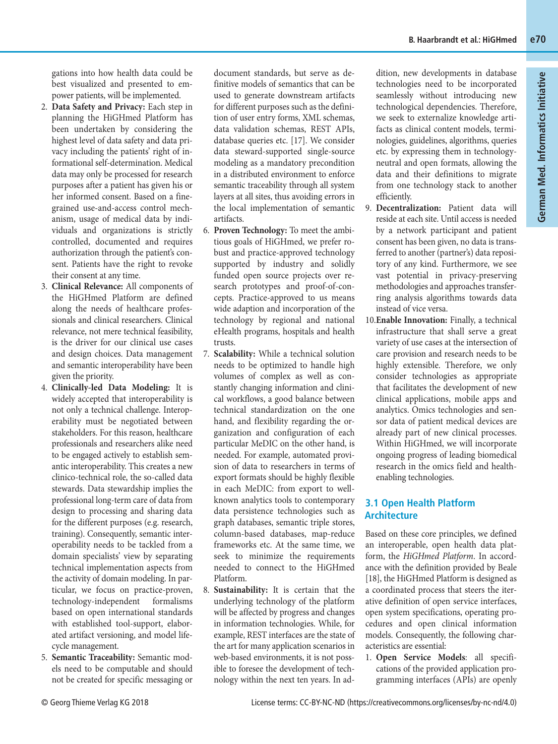gations into how health data could be best visualized and presented to empower patients, will be implemented.

2. **Data Safety and Privacy:** Each step in planning the HiGHmed Platform has been undertaken by considering the highest level of data safety and data privacy including the patients' right of informational self-determination. Medical data may only be processed for research purposes after a patient has given his or her informed consent. Based on a fine-grained use-and-access control mechanism, usage of medical data by individuals and organizations is strictly controlled, documented and requires authorization through the patient's consent. Patients have the right to revoke their consent at any time.
3. **Clinical Relevance:** All components of the HiGHmed Platform are defined along the needs of healthcare professionals and clinical researchers. Clinical relevance, not mere technical feasibility, is the driver for our clinical use cases and design choices. Data management and semantic interoperability have been given the priority.
4. **Clinically-led Data Modeling:** It is widely accepted that interoperability is not only a technical challenge. Interoperability must be negotiated between stakeholders. For this reason, healthcare professionals and researchers alike need to be engaged actively to establish semantic interoperability. This creates a new clinico-technical role, the so-called data stewards. Data stewardship implies the professional long-term care of data from design to processing and sharing data for the different purposes (e.g. research, training). Consequently, semantic interoperability needs to be tackled from a domain specialists' view by separating technical implementation aspects from the activity of domain modeling. In particular, we focus on practice-proven, technology-independent formalisms based on open international standards with established tool-support, elaborated artifact versioning, and model lifecycle management.
5. **Semantic Traceability:** Semantic models need to be computable and should not be created for specific messaging or document standards, but serve as definitive models of semantics that can be used to generate downstream artifacts for different purposes such as the definition of user entry forms, XML schemas, data validation schemas, REST APIs, database queries etc. [17]. We consider data steward-supported single-source modeling as a mandatory precondition in a distributed environment to enforce semantic traceability through all system layers at all sites, thus avoiding errors in the local implementation of semantic artifacts.
6. **Proven Technology:** To meet the ambitious goals of HiGHmed, we prefer robust and practice-approved technology supported by industry and solidly funded open source projects over research prototypes and proof-of-concepts. Practice-approved to us means wide adaption and incorporation of the technology by regional and national eHealth programs, hospitals and health trusts.
7. **Scalability:** While a technical solution needs to be optimized to handle high volumes of complex as well as constantly changing information and clinical workflows, a good balance between technical standardization on the one hand, and flexibility regarding the organization and configuration of each particular MeDIC on the other hand, is needed. For example, automated provision of data to researchers in terms of export formats should be highly flexible in each MeDIC: from export to well-known analytics tools to contemporary data persistence technologies such as graph databases, semantic triple stores, column-based databases, map-reduce frameworks etc. At the same time, we seek to minimize the requirements needed to connect to the HiGHmed Platform.
8. **Sustainability:** It is certain that the underlying technology of the platform will be affected by progress and changes in information technologies. While, for example, REST interfaces are the state of the art for many application scenarios in web-based environments, it is not possible to foresee the development of technology within the next ten years. In addition, new developments in database technologies need to be incorporated seamlessly without introducing new technological dependencies. Therefore, we seek to externalize knowledge artifacts as clinical content models, terminologies, guidelines, algorithms, queries etc. by expressing them in technology-neutral and open formats, allowing the data and their definitions to migrate from one technology stack to another efficiently.
9. **Decentralization:** Patient data will reside at each site. Until access is needed by a network participant and patient consent has been given, no data is transferred to another (partner's) data repository of any kind. Furthermore, we see vast potential in privacy-preserving methodologies and approaches transferring analysis algorithms towards data instead of vice versa.
10. **Enable Innovation:** Finally, a technical infrastructure that shall serve a great variety of use cases at the intersection of care provision and research needs to be highly extensible. Therefore, we only consider technologies as appropriate that facilitates the development of new clinical applications, mobile apps and analytics. Omics technologies and sensor data of patient medical devices are already part of new clinical processes. Within HiGHmed, we will incorporate ongoing progress of leading biomedical research in the omics field and health-enabling technologies.

## 3.1 Open Health Platform Architecture

Based on these core principles, we defined an interoperable, open health data platform, the *HiGHmed Platform*. In accordance with the definition provided by Beale [18], the HiGHmed Platform is designed as a coordinated process that steers the iterative definition of open service interfaces, open system specifications, operating procedures and open clinical information models. Consequently, the following characteristics are essential:

1. **Open Service Models**: all specifications of the provided application programming interfaces (APIs) are openly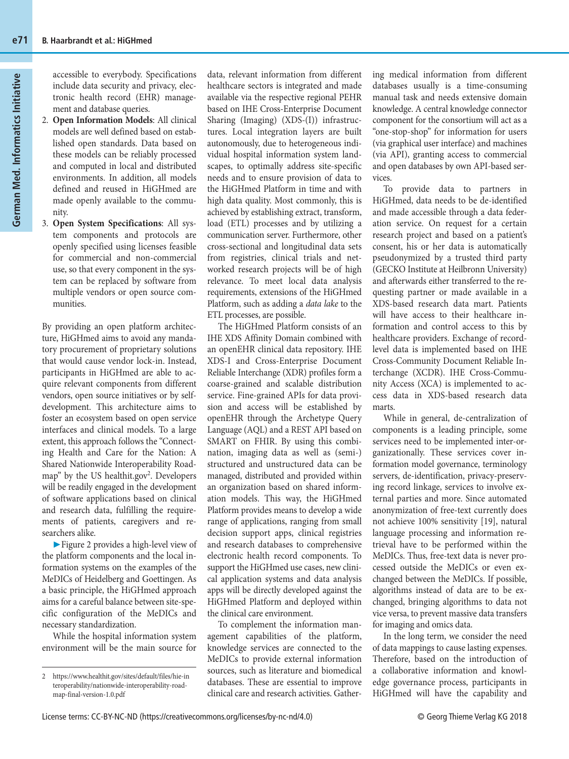accessible to everybody. Specifications include data security and privacy, electronic health record (EHR) management and database queries.

2. **Open Information Models**: All clinical models are well defined based on established open standards. Data based on these models can be reliably processed and computed in local and distributed environments. In addition, all models defined and reused in HiGHmed are made openly available to the community.
3. **Open System Specifications**: All system components and protocols are openly specified using licenses feasible for commercial and non-commercial use, so that every component in the system can be replaced by software from multiple vendors or open source communities.

By providing an open platform architecture, HiGHmed aims to avoid any mandatory procurement of proprietary solutions that would cause vendor lock-in. Instead, participants in HiGHmed are able to acquire relevant components from different vendors, open source initiatives or by self-development. This architecture aims to foster an ecosystem based on open service interfaces and clinical models. To a large extent, this approach follows the "Connecting Health and Care for the Nation: A Shared Nationwide Interoperability Roadmap" by the US healthit.gov[2]. Developers will be readily engaged in the development of software applications based on clinical and research data, fulfilling the requirements of patients, caregivers and researchers alike.

►Figure 2 provides a high-level view of the platform components and the local information systems on the examples of the MeDICs of Heidelberg and Goettingen. As a basic principle, the HiGHmed approach aims for a careful balance between site-specific configuration of the MeDICs and necessary standardization.

While the hospital information system environment will be the main source for data, relevant information from different healthcare sectors is integrated and made available via the respective regional PEHR based on IHE Cross-Enterprise Document Sharing (Imaging) (XDS-(I)) infrastructures. Local integration layers are built autonomously, due to heterogeneous individual hospital information system landscapes, to optimally address site-specific needs and to ensure provision of data to the HiGHmed Platform in time and with high data quality. Most commonly, this is achieved by establishing extract, transform, load (ETL) processes and by utilizing a communication server. Furthermore, other cross-sectional and longitudinal data sets from registries, clinical trials and networked research projects will be of high relevance. To meet local data analysis requirements, extensions of the HiGHmed Platform, such as adding a *data lake* to the ETL processes, are possible.

The HiGHmed Platform consists of an IHE XDS Affinity Domain combined with an openEHR clinical data repository. IHE XDS-I and Cross-Enterprise Document Reliable Interchange (XDR) profiles form a coarse-grained and scalable distribution service. Fine-grained APIs for data provision and access will be established by openEHR through the Archetype Query Language (AQL) and a REST API based on SMART on FHIR. By using this combination, imaging data as well as (semi-) structured and unstructured data can be managed, distributed and provided within an organization based on shared information models. This way, the HiGHmed Platform provides means to develop a wide range of applications, ranging from small decision support apps, clinical registries and research databases to comprehensive electronic health record components. To support the HiGHmed use cases, new clinical application systems and data analysis apps will be directly developed against the HiGHmed Platform and deployed within the clinical care environment.

To complement the information management capabilities of the platform, knowledge services are connected to the MeDICs to provide external information sources, such as literature and biomedical databases. These are essential to improve clinical care and research activities. Gathering medical information from different databases usually is a time-consuming manual task and needs extensive domain knowledge. A central knowledge connector component for the consortium will act as a "one-stop-shop" for information for users (via graphical user interface) and machines (via API), granting access to commercial and open databases by own API-based services.

To provide data to partners in HiGHmed, data needs to be de-identified and made accessible through a data federation service. On request for a certain research project and based on a patient's consent, his or her data is automatically pseudonymized by a trusted third party (GECKO Institute at Heilbronn University) and afterwards either transferred to the requesting partner or made available in a XDS-based research data mart. Patients will have access to their healthcare information and control access to this by healthcare providers. Exchange of record-level data is implemented based on IHE Cross-Community Document Reliable Interchange (XCDR). IHE Cross-Community Access (XCA) is implemented to access data in XDS-based research data marts.

While in general, de-centralization of components is a leading principle, some services need to be implemented inter-organizationally. These services cover information model governance, terminology servers, de-identification, privacy-preserving record linkage, services to involve external parties and more. Since automated anonymization of free-text currently does not achieve 100% sensitivity [19], natural language processing and information retrieval have to be performed within the MeDICs. Thus, free-text data is never processed outside the MeDICs or even exchanged between the MeDICs. If possible, algorithms instead of data are to be exchanged, bringing algorithms to data not vice versa, to prevent massive data transfers for imaging and omics data.

In the long term, we consider the need of data mappings to cause lasting expenses. Therefore, based on the introduction of a collaborative information and knowledge governance process, participants in HiGHmed will have the capability and

---

2 https://www.healthit.gov/sites/default/files/hie-interoperability/nationwide-interoperability-roadmap-final-version-1.0.pdf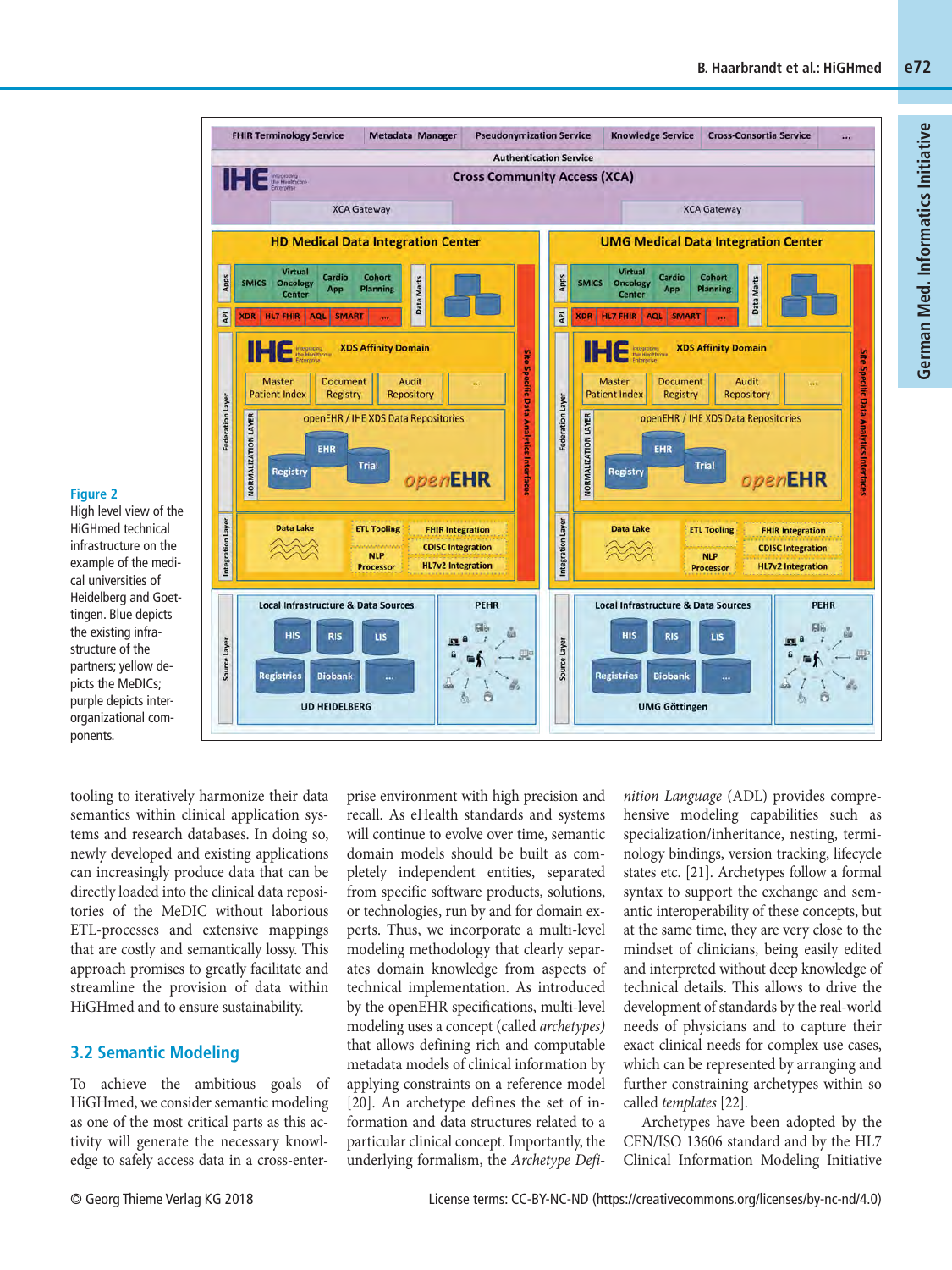**Figure 2**
High level view of the HiGHmed technical infrastructure on the example of the medical universities of Heidelberg and Goettingen. Blue depicts the existing infrastructure of the partners; yellow depicts the MeDICs; purple depicts interorganizational components.

tooling to iteratively harmonize their data semantics within clinical application systems and research databases. In doing so, newly developed and existing applications can increasingly produce data that can be directly loaded into the clinical data repositories of the MeDIC without laborious ETL-processes and extensive mappings that are costly and semantically lossy. This approach promises to greatly facilitate and streamline the provision of data within HiGHmed and to ensure sustainability.

## 3.2 Semantic Modeling

To achieve the ambitious goals of HiGHmed, we consider semantic modeling as one of the most critical parts as this activity will generate the necessary knowledge to safely access data in a cross-enterprise environment with high precision and recall. As eHealth standards and systems will continue to evolve over time, semantic domain models should be built as completely independent entities, separated from specific software products, solutions, or technologies, run by and for domain experts. Thus, we incorporate a multi-level modeling methodology that clearly separates domain knowledge from aspects of technical implementation. As introduced by the openEHR specifications, multi-level modeling uses a concept (called *archetypes)* that allows defining rich and computable metadata models of clinical information by applying constraints on a reference model [20]. An archetype defines the set of information and data structures related to a particular clinical concept. Importantly, the underlying formalism, the *Archetype Definition Language* (ADL) provides comprehensive modeling capabilities such as specialization/inheritance, nesting, terminology bindings, version tracking, lifecycle states etc. [21]. Archetypes follow a formal syntax to support the exchange and semantic interoperability of these concepts, but at the same time, they are very close to the mindset of clinicians, being easily edited and interpreted without deep knowledge of technical details. This allows to drive the development of standards by the real-world needs of physicians and to capture their exact clinical needs for complex use cases, which can be represented by arranging and further constraining archetypes within so called *templates* [22].

Archetypes have been adopted by the CEN/ISO 13606 standard and by the HL7 Clinical Information Modeling Initiative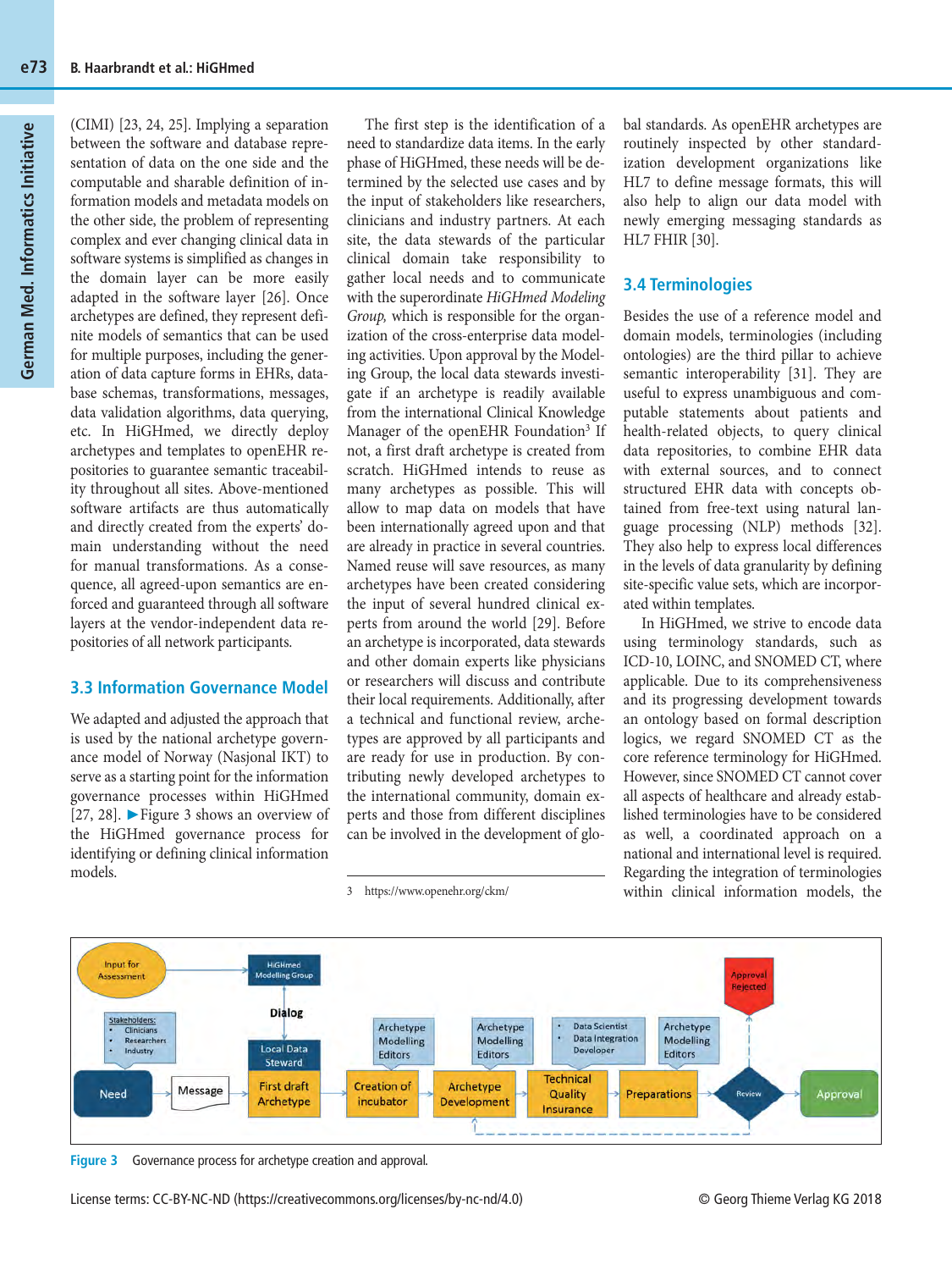(CIMI) [23, 24, 25]. Implying a separation between the software and database representation of data on the one side and the computable and sharable definition of information models and metadata models on the other side, the problem of representing complex and ever changing clinical data in software systems is simplified as changes in the domain layer can be more easily adapted in the software layer [26]. Once archetypes are defined, they represent definite models of semantics that can be used for multiple purposes, including the generation of data capture forms in EHRs, database schemas, transformations, messages, data validation algorithms, data querying, etc. In HiGHmed, we directly deploy archetypes and templates to openEHR repositories to guarantee semantic traceability throughout all sites. Above-mentioned software artifacts are thus automatically and directly created from the experts' domain understanding without the need for manual transformations. As a consequence, all agreed-upon semantics are enforced and guaranteed through all software layers at the vendor-independent data repositories of all network participants.

## 3.3 Information Governance Model

We adapted and adjusted the approach that is used by the national archetype governance model of Norway (Nasjonal IKT) to serve as a starting point for the information governance processes within HiGHmed [27, 28]. ►Figure 3 shows an overview of the HiGHmed governance process for identifying or defining clinical information models.

The first step is the identification of a need to standardize data items. In the early phase of HiGHmed, these needs will be determined by the selected use cases and by the input of stakeholders like researchers, clinicians and industry partners. At each site, the data stewards of the particular clinical domain take responsibility to gather local needs and to communicate with the superordinate *HiGHmed Modeling Group,* which is responsible for the organization of the cross-enterprise data modeling activities. Upon approval by the Modeling Group, the local data stewards investigate if an archetype is readily available from the international Clinical Knowledge Manager of the openEHR Foundation[3] If not, a first draft archetype is created from scratch. HiGHmed intends to reuse as many archetypes as possible. This will allow to map data on models that have been internationally agreed upon and that are already in practice in several countries. Named reuse will save resources, as many archetypes have been created considering the input of several hundred clinical experts from around the world [29]. Before an archetype is incorporated, data stewards and other domain experts like physicians or researchers will discuss and contribute their local requirements. Additionally, after a technical and functional review, archetypes are approved by all participants and are ready for use in production. By contributing newly developed archetypes to the international community, domain experts and those from different disciplines can be involved in the development of global standards. As openEHR archetypes are routinely inspected by other standardization development organizations like HL7 to define message formats, this will also help to align our data model with newly emerging messaging standards as HL7 FHIR [30].

3 https://www.openehr.org/ckm/

## 3.4 Terminologies

Besides the use of a reference model and domain models, terminologies (including ontologies) are the third pillar to achieve semantic interoperability [31]. They are useful to express unambiguous and computable statements about patients and health-related objects, to query clinical data repositories, to combine EHR data with external sources, and to connect structured EHR data with concepts obtained from free-text using natural language processing (NLP) methods [32]. They also help to express local differences in the levels of data granularity by defining site-specific value sets, which are incorporated within templates.

In HiGHmed, we strive to encode data using terminology standards, such as ICD-10, LOINC, and SNOMED CT, where applicable. Due to its comprehensiveness and its progressing development towards an ontology based on formal description logics, we regard SNOMED CT as the core reference terminology for HiGHmed. However, since SNOMED CT cannot cover all aspects of healthcare and already established terminologies have to be considered as well, a coordinated approach on a national and international level is required. Regarding the integration of terminologies within clinical information models, the

**Figure 3** Governance process for archetype creation and approval.

License terms: CC-BY-NC-ND (https://creativecommons.org/licenses/by-nc-nd/4.0)

© Georg Thieme Verlag KG 2018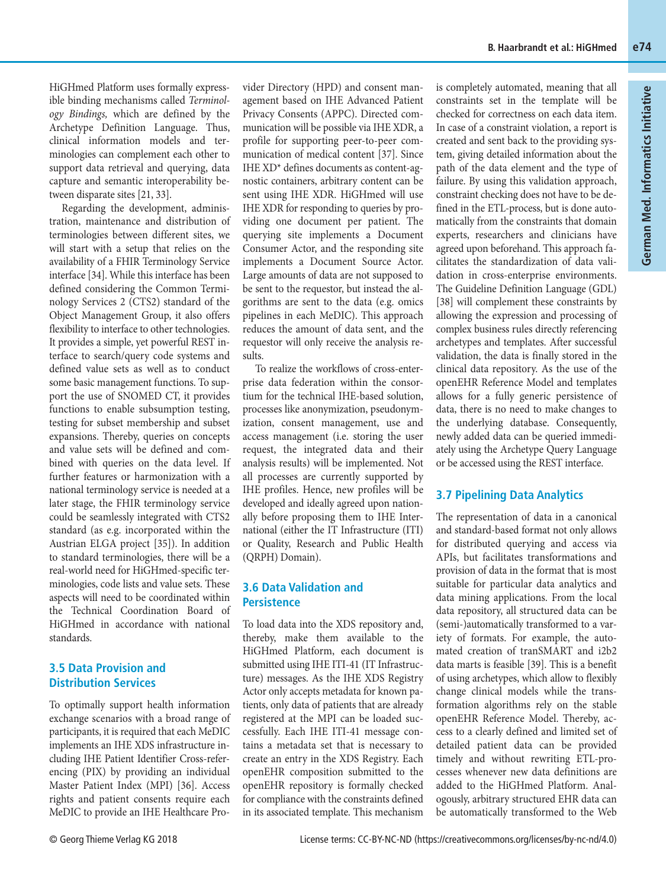HiGHmed Platform uses formally expressible binding mechanisms called *Terminology Bindings,* which are defined by the Archetype Definition Language. Thus, clinical information models and terminologies can complement each other to support data retrieval and querying, data capture and semantic interoperability between disparate sites [21, 33].

Regarding the development, administration, maintenance and distribution of terminologies between different sites, we will start with a setup that relies on the availability of a FHIR Terminology Service interface [34]. While this interface has been defined considering the Common Terminology Services 2 (CTS2) standard of the Object Management Group, it also offers flexibility to interface to other technologies. It provides a simple, yet powerful REST interface to search/query code systems and defined value sets as well as to conduct some basic management functions. To support the use of SNOMED CT, it provides functions to enable subsumption testing, testing for subset membership and subset expansions. Thereby, queries on concepts and value sets will be defined and combined with queries on the data level. If further features or harmonization with a national terminology service is needed at a later stage, the FHIR terminology service could be seamlessly integrated with CTS2 standard (as e.g. incorporated within the Austrian ELGA project [35]). In addition to standard terminologies, there will be a real-world need for HiGHmed-specific terminologies, code lists and value sets. These aspects will need to be coordinated within the Technical Coordination Board of HiGHmed in accordance with national standards.

### 3.5 Data Provision and Distribution Services

To optimally support health information exchange scenarios with a broad range of participants, it is required that each MeDIC implements an IHE XDS infrastructure including IHE Patient Identifier Cross-referencing (PIX) by providing an individual Master Patient Index (MPI) [36]. Access rights and patient consents require each MeDIC to provide an IHE Healthcare Provider Directory (HPD) and consent management based on IHE Advanced Patient Privacy Consents (APPC). Directed communication will be possible via IHE XDR, a profile for supporting peer-to-peer communication of medical content [37]. Since IHE XD* defines documents as content-agnostic containers, arbitrary content can be sent using IHE XDR. HiGHmed will use IHE XDR for responding to queries by providing one document per patient. The querying site implements a Document Consumer Actor, and the responding site implements a Document Source Actor. Large amounts of data are not supposed to be sent to the requestor, but instead the algorithms are sent to the data (e.g. omics pipelines in each MeDIC). This approach reduces the amount of data sent, and the requestor will only receive the analysis results.

To realize the workflows of cross-enterprise data federation within the consortium for the technical IHE-based solution, processes like anonymization, pseudonymization, consent management, use and access management (i.e. storing the user request, the integrated data and their analysis results) will be implemented. Not all processes are currently supported by IHE profiles. Hence, new profiles will be developed and ideally agreed upon nationally before proposing them to IHE International (either the IT Infrastructure (ITI) or Quality, Research and Public Health (QRPH) Domain).

### 3.6 Data Validation and Persistence

To load data into the XDS repository and, thereby, make them available to the HiGHmed Platform, each document is submitted using IHE ITI-41 (IT Infrastructure) messages. As the IHE XDS Registry Actor only accepts metadata for known patients, only data of patients that are already registered at the MPI can be loaded successfully. Each IHE ITI-41 message contains a metadata set that is necessary to create an entry in the XDS Registry. Each openEHR composition submitted to the openEHR repository is formally checked for compliance with the constraints defined in its associated template. This mechanism is completely automated, meaning that all constraints set in the template will be checked for correctness on each data item. In case of a constraint violation, a report is created and sent back to the providing system, giving detailed information about the path of the data element and the type of failure. By using this validation approach, constraint checking does not have to be defined in the ETL-process, but is done automatically from the constraints that domain experts, researchers and clinicians have agreed upon beforehand. This approach facilitates the standardization of data validation in cross-enterprise environments. The Guideline Definition Language (GDL) [38] will complement these constraints by allowing the expression and processing of complex business rules directly referencing archetypes and templates. After successful validation, the data is finally stored in the clinical data repository. As the use of the openEHR Reference Model and templates allows for a fully generic persistence of data, there is no need to make changes to the underlying database. Consequently, newly added data can be queried immediately using the Archetype Query Language or be accessed using the REST interface.

### 3.7 Pipelining Data Analytics

The representation of data in a canonical and standard-based format not only allows for distributed querying and access via APIs, but facilitates transformations and provision of data in the format that is most suitable for particular data analytics and data mining applications. From the local data repository, all structured data can be (semi-)automatically transformed to a variety of formats. For example, the automated creation of tranSMART and i2b2 data marts is feasible [39]. This is a benefit of using archetypes, which allow to flexibly change clinical models while the transformation algorithms rely on the stable openEHR Reference Model. Thereby, access to a clearly defined and limited set of detailed patient data can be provided timely and without rewriting ETL-processes whenever new data definitions are added to the HiGHmed Platform. Analogously, arbitrary structured EHR data can be automatically transformed to the Web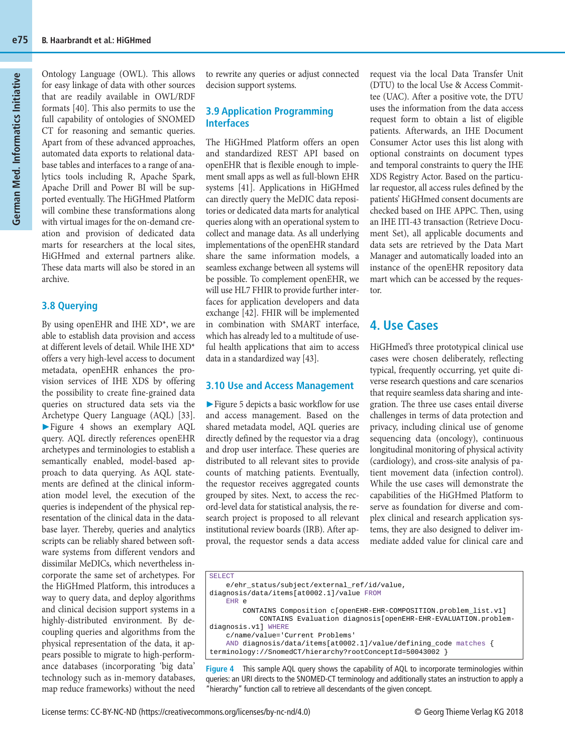Ontology Language (OWL). This allows for easy linkage of data with other sources that are readily available in OWL/RDF formats [40]. This also permits to use the full capability of ontologies of SNOMED CT for reasoning and semantic queries. Apart from of these advanced approaches, automated data exports to relational database tables and interfaces to a range of analytics tools including R, Apache Spark, Apache Drill and Power BI will be supported eventually. The HiGHmed Platform will combine these transformations along with virtual images for the on-demand creation and provision of dedicated data marts for researchers at the local sites, HiGHmed and external partners alike. These data marts will also be stored in an archive.

### 3.8 Querying

By using openEHR and IHE XD*, we are able to establish data provision and access at different levels of detail. While IHE XD* offers a very high-level access to document metadata, openEHR enhances the provision services of IHE XDS by offering the possibility to create fine-grained data queries on structured data sets via the Archetype Query Language (AQL) [33]. ►Figure 4 shows an exemplary AQL query. AQL directly references openEHR archetypes and terminologies to establish a semantically enabled, model-based approach to data querying. As AQL statements are defined at the clinical information model level, the execution of the queries is independent of the physical representation of the clinical data in the database layer. Thereby, queries and analytics scripts can be reliably shared between software systems from different vendors and dissimilar MeDICs, which nevertheless incorporate the same set of archetypes. For the HiGHmed Platform, this introduces a way to query data, and deploy algorithms and clinical decision support systems in a highly-distributed environment. By decoupling queries and algorithms from the physical representation of the data, it appears possible to migrate to high-performance databases (incorporating 'big data' technology such as in-memory databases, map reduce frameworks) without the need to rewrite any queries or adjust connected decision support systems.

### 3.9 Application Programming Interfaces

The HiGHmed Platform offers an open and standardized REST API based on openEHR that is flexible enough to implement small apps as well as full-blown EHR systems [41]. Applications in HiGHmed can directly query the MeDIC data repositories or dedicated data marts for analytical queries along with an operational system to collect and manage data. As all underlying implementations of the openEHR standard share the same information models, a seamless exchange between all systems will be possible. To complement openEHR, we will use HL7 FHIR to provide further interfaces for application developers and data exchange [42]. FHIR will be implemented in combination with SMART interface, which has already led to a multitude of useful health applications that aim to access data in a standardized way [43].

### 3.10 Use and Access Management

►Figure 5 depicts a basic workflow for use and access management. Based on the shared metadata model, AQL queries are directly defined by the requestor via a drag and drop user interface. These queries are distributed to all relevant sites to provide counts of matching patients. Eventually, the requestor receives aggregated counts grouped by sites. Next, to access the record-level data for statistical analysis, the research project is proposed to all relevant institutional review boards (IRB). After approval, the requestor sends a data access request via the local Data Transfer Unit (DTU) to the local Use & Access Committee (UAC). After a positive vote, the DTU uses the information from the data access request form to obtain a list of eligible patients. Afterwards, an IHE Document Consumer Actor uses this list along with optional constraints on document types and temporal constraints to query the IHE XDS Registry Actor. Based on the particular requestor, all access rules defined by the patients' HiGHmed consent documents are checked based on IHE APPC. Then, using an IHE ITI-43 transaction (Retrieve Document Set), all applicable documents and data sets are retrieved by the Data Mart Manager and automatically loaded into an instance of the openEHR repository data mart which can be accessed by the requestor.

## 4. Use Cases

HiGHmed's three prototypical clinical use cases were chosen deliberately, reflecting typical, frequently occurring, yet quite diverse research questions and care scenarios that require seamless data sharing and integration. The three use cases entail diverse challenges in terms of data protection and privacy, including clinical use of genome sequencing data (oncology), continuous longitudinal monitoring of physical activity (cardiology), and cross-site analysis of patient movement data (infection control). While the use cases will demonstrate the capabilities of the HiGHmed Platform to serve as foundation for diverse and complex clinical and research application systems, they are also designed to deliver immediate added value for clinical care and

```
SELECT
    e/ehr_status/subject/external_ref/id/value,
diagnosis/data/items[at0002.1]/value FROM
    EHR e
        CONTAINS Composition c[openEHR-EHR-COMPOSITION.problem_list.v1]
            CONTAINS Evaluation diagnosis[openEHR-EHR-EVALUATION.problem-
diagnosis.v1] WHERE
    c/name/value='Current Problems'
    AND diagnosis/data/items[at0002.1]/value/defining_code matches {
terminology://SnomedCT/hierarchy?rootConceptId=50043002 }
```

**Figure 4** This sample AQL query shows the capability of AQL to incorporate terminologies within queries: an URI directs to the SNOMED-CT terminology and additionally states an instruction to apply a "hierarchy" function call to retrieve all descendants of the given concept.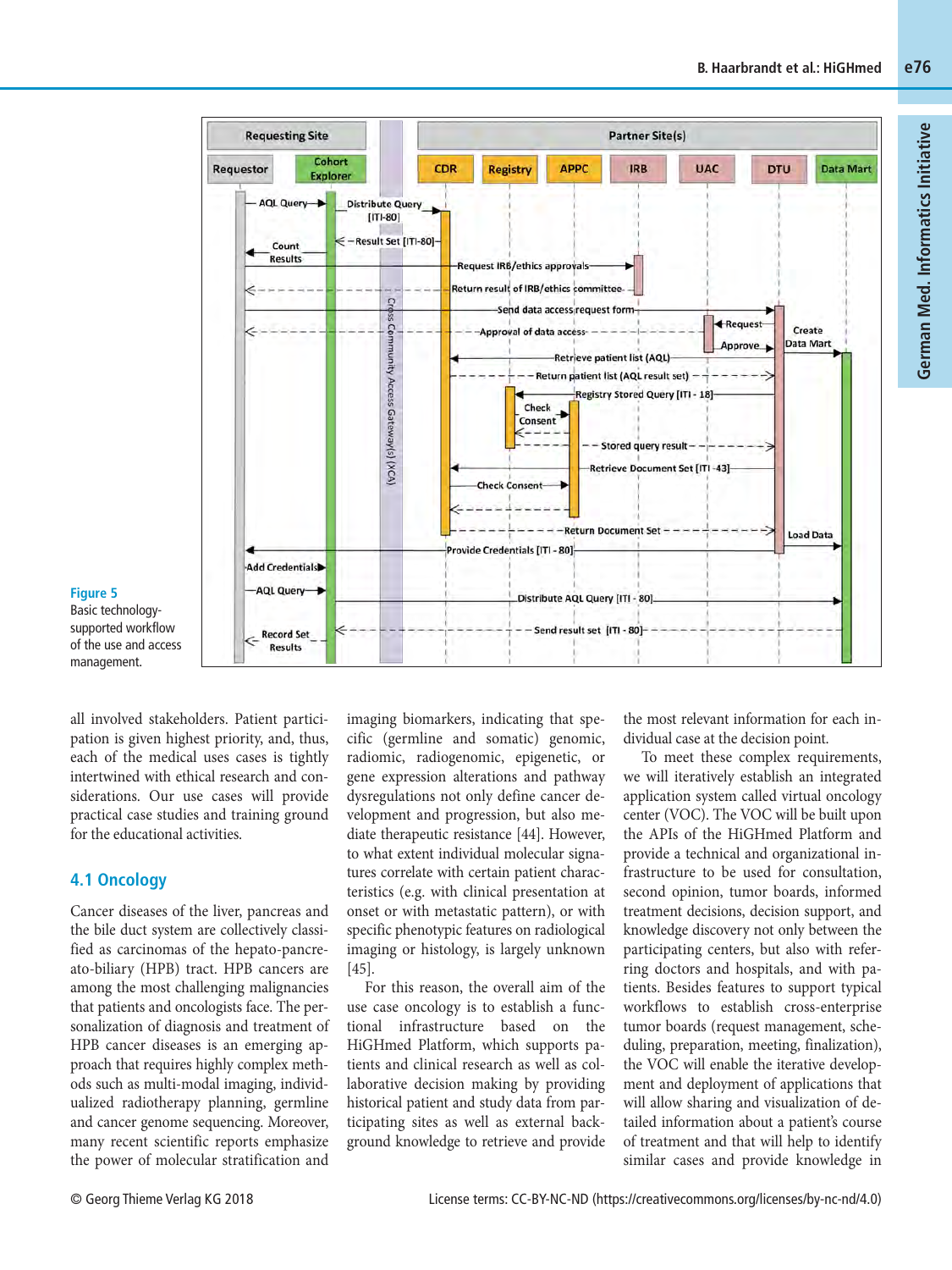Figure 5 Basic technology-supported workflow of the use and access management.

all involved stakeholders. Patient participation is given highest priority, and, thus, each of the medical uses cases is tightly intertwined with ethical research and considerations. Our use cases will provide practical case studies and training ground for the educational activities.

## 4.1 Oncology

Cancer diseases of the liver, pancreas and the bile duct system are collectively classified as carcinomas of the hepato-pancreato-biliary (HPB) tract. HPB cancers are among the most challenging malignancies that patients and oncologists face. The personalization of diagnosis and treatment of HPB cancer diseases is an emerging approach that requires highly complex methods such as multi-modal imaging, individualized radiotherapy planning, germline and cancer genome sequencing. Moreover, many recent scientific reports emphasize the power of molecular stratification and imaging biomarkers, indicating that specific (germline and somatic) genomic, radiomic, radiogenomic, epigenetic, or gene expression alterations and pathway dysregulations not only define cancer development and progression, but also mediate therapeutic resistance [44]. However, to what extent individual molecular signatures correlate with certain patient characteristics (e.g. with clinical presentation at onset or with metastatic pattern), or with specific phenotypic features on radiological imaging or histology, is largely unknown [45].

For this reason, the overall aim of the use case oncology is to establish a functional infrastructure based on the HiGHmed Platform, which supports patients and clinical research as well as collaborative decision making by providing historical patient and study data from participating sites as well as external background knowledge to retrieve and provide the most relevant information for each individual case at the decision point.

To meet these complex requirements, we will iteratively establish an integrated application system called virtual oncology center (VOC). The VOC will be built upon the APIs of the HiGHmed Platform and provide a technical and organizational infrastructure to be used for consultation, second opinion, tumor boards, informed treatment decisions, decision support, and knowledge discovery not only between the participating centers, but also with referring doctors and hospitals, and with patients. Besides features to support typical workflows to establish cross-enterprise tumor boards (request management, scheduling, preparation, meeting, finalization), the VOC will enable the iterative development and deployment of applications that will allow sharing and visualization of detailed information about a patient's course of treatment and that will help to identify similar cases and provide knowledge in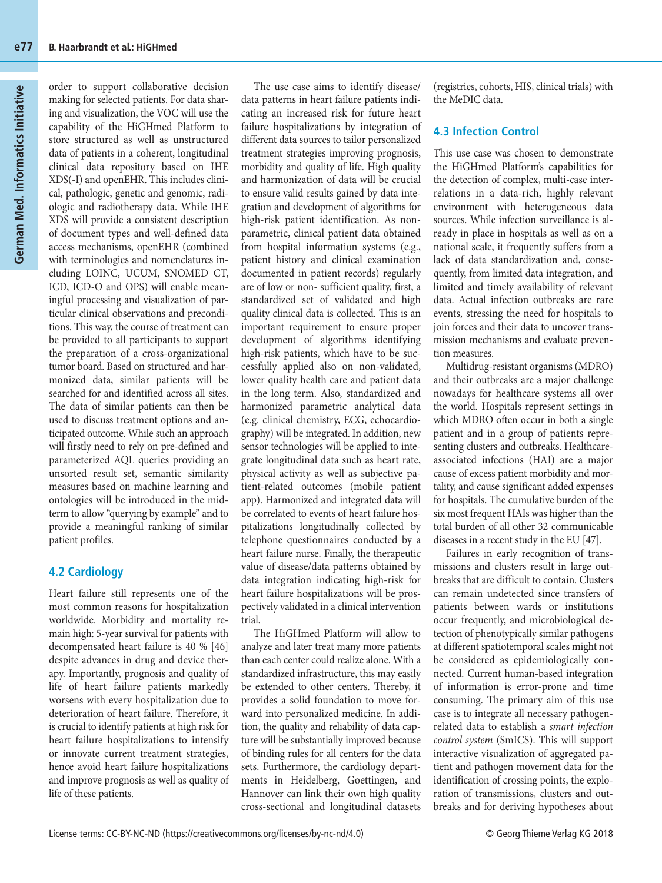order to support collaborative decision making for selected patients. For data sharing and visualization, the VOC will use the capability of the HiGHmed Platform to store structured as well as unstructured data of patients in a coherent, longitudinal clinical data repository based on IHE XDS(-I) and openEHR. This includes clinical, pathologic, genetic and genomic, radiologic and radiotherapy data. While IHE XDS will provide a consistent description of document types and well-defined data access mechanisms, openEHR (combined with terminologies and nomenclatures including LOINC, UCUM, SNOMED CT, ICD, ICD-O and OPS) will enable meaningful processing and visualization of particular clinical observations and preconditions. This way, the course of treatment can be provided to all participants to support the preparation of a cross-organizational tumor board. Based on structured and harmonized data, similar patients will be searched for and identified across all sites. The data of similar patients can then be used to discuss treatment options and anticipated outcome. While such an approach will firstly need to rely on pre-defined and parameterized AQL queries providing an unsorted result set, semantic similarity measures based on machine learning and ontologies will be introduced in the midterm to allow "querying by example" and to provide a meaningful ranking of similar patient profiles.

## 4.2 Cardiology

Heart failure still represents one of the most common reasons for hospitalization worldwide. Morbidity and mortality remain high: 5-year survival for patients with decompensated heart failure is 40 % [46] despite advances in drug and device therapy. Importantly, prognosis and quality of life of heart failure patients markedly worsens with every hospitalization due to deterioration of heart failure. Therefore, it is crucial to identify patients at high risk for heart failure hospitalizations to intensify or innovate current treatment strategies, hence avoid heart failure hospitalizations and improve prognosis as well as quality of life of these patients.

The use case aims to identify disease/data patterns in heart failure patients indicating an increased risk for future heart failure hospitalizations by integration of different data sources to tailor personalized treatment strategies improving prognosis, morbidity and quality of life. High quality and harmonization of data will be crucial to ensure valid results gained by data integration and development of algorithms for high-risk patient identification. As non-parametric, clinical patient data obtained from hospital information systems (e.g., patient history and clinical examination documented in patient records) regularly are of low or non- sufficient quality, first, a standardized set of validated and high quality clinical data is collected. This is an important requirement to ensure proper development of algorithms identifying high-risk patients, which have to be successfully applied also on non-validated, lower quality health care and patient data in the long term. Also, standardized and harmonized parametric analytical data (e.g. clinical chemistry, ECG, echocardiography) will be integrated. In addition, new sensor technologies will be applied to integrate longitudinal data such as heart rate, physical activity as well as subjective patient-related outcomes (mobile patient app). Harmonized and integrated data will be correlated to events of heart failure hospitalizations longitudinally collected by telephone questionnaires conducted by a heart failure nurse. Finally, the therapeutic value of disease/data patterns obtained by data integration indicating high-risk for heart failure hospitalizations will be prospectively validated in a clinical intervention trial.

The HiGHmed Platform will allow to analyze and later treat many more patients than each center could realize alone. With a standardized infrastructure, this may easily be extended to other centers. Thereby, it provides a solid foundation to move forward into personalized medicine. In addition, the quality and reliability of data capture will be substantially improved because of binding rules for all centers for the data sets. Furthermore, the cardiology departments in Heidelberg, Goettingen, and Hannover can link their own high quality cross-sectional and longitudinal datasets (registries, cohorts, HIS, clinical trials) with the MeDIC data.

## 4.3 Infection Control

This use case was chosen to demonstrate the HiGHmed Platform's capabilities for the detection of complex, multi-case interrelations in a data-rich, highly relevant environment with heterogeneous data sources. While infection surveillance is already in place in hospitals as well as on a national scale, it frequently suffers from a lack of data standardization and, consequently, from limited data integration, and limited and timely availability of relevant data. Actual infection outbreaks are rare events, stressing the need for hospitals to join forces and their data to uncover transmission mechanisms and evaluate prevention measures.

Multidrug-resistant organisms (MDRO) and their outbreaks are a major challenge nowadays for healthcare systems all over the world. Hospitals represent settings in which MDRO often occur in both a single patient and in a group of patients representing clusters and outbreaks. Healthcare-associated infections (HAI) are a major cause of excess patient morbidity and mortality, and cause significant added expenses for hospitals. The cumulative burden of the six most frequent HAIs was higher than the total burden of all other 32 communicable diseases in a recent study in the EU [47].

Failures in early recognition of transmissions and clusters result in large outbreaks that are difficult to contain. Clusters can remain undetected since transfers of patients between wards or institutions occur frequently, and microbiological detection of phenotypically similar pathogens at different spatiotemporal scales might not be considered as epidemiologically connected. Current human-based integration of information is error-prone and time consuming. The primary aim of this use case is to integrate all necessary pathogen-related data to establish a *smart infection control system* (SmICS). This will support interactive visualization of aggregated patient and pathogen movement data for the identification of crossing points, the exploration of transmissions, clusters and outbreaks and for deriving hypotheses about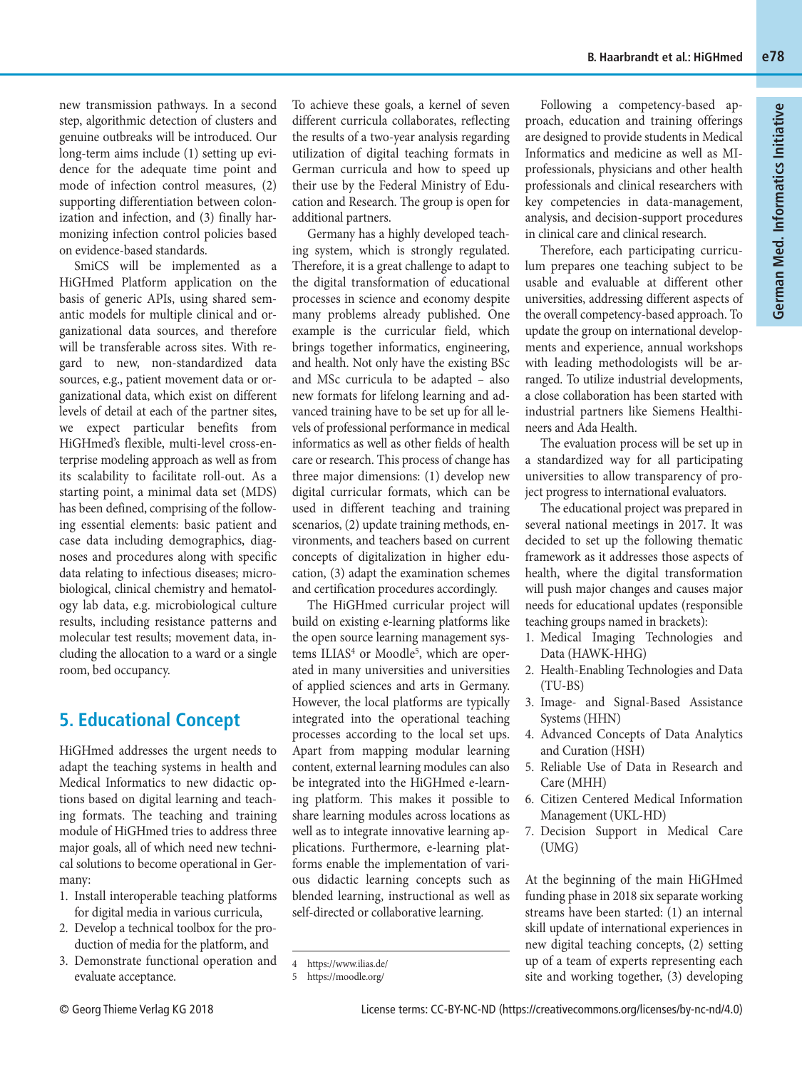new transmission pathways. In a second step, algorithmic detection of clusters and genuine outbreaks will be introduced. Our long-term aims include (1) setting up evidence for the adequate time point and mode of infection control measures, (2) supporting differentiation between colonization and infection, and (3) finally harmonizing infection control policies based on evidence-based standards.

SmiCS will be implemented as a HiGHmed Platform application on the basis of generic APIs, using shared semantic models for multiple clinical and organizational data sources, and therefore will be transferable across sites. With regard to new, non-standardized data sources, e.g., patient movement data or organizational data, which exist on different levels of detail at each of the partner sites, we expect particular benefits from HiGHmed's flexible, multi-level cross-enterprise modeling approach as well as from its scalability to facilitate roll-out. As a starting point, a minimal data set (MDS) has been defined, comprising of the following essential elements: basic patient and case data including demographics, diagnoses and procedures along with specific data relating to infectious diseases; microbiological, clinical chemistry and hematology lab data, e.g. microbiological culture results, including resistance patterns and molecular test results; movement data, including the allocation to a ward or a single room, bed occupancy.

## 5. Educational Concept

HiGHmed addresses the urgent needs to adapt the teaching systems in health and Medical Informatics to new didactic options based on digital learning and teaching formats. The teaching and training module of HiGHmed tries to address three major goals, all of which need new technical solutions to become operational in Germany:

1. Install interoperable teaching platforms for digital media in various curricula,
2. Develop a technical toolbox for the production of media for the platform, and
3. Demonstrate functional operation and evaluate acceptance.

To achieve these goals, a kernel of seven different curricula collaborates, reflecting the results of a two-year analysis regarding utilization of digital teaching formats in German curricula and how to speed up their use by the Federal Ministry of Education and Research. The group is open for additional partners.

Germany has a highly developed teaching system, which is strongly regulated. Therefore, it is a great challenge to adapt to the digital transformation of educational processes in science and economy despite many problems already published. One example is the curricular field, which brings together informatics, engineering, and health. Not only have the existing BSc and MSc curricula to be adapted – also new formats for lifelong learning and advanced training have to be set up for all levels of professional performance in medical informatics as well as other fields of health care or research. This process of change has three major dimensions: (1) develop new digital curricular formats, which can be used in different teaching and training scenarios, (2) update training methods, environments, and teachers based on current concepts of digitalization in higher education, (3) adapt the examination schemes and certification procedures accordingly.

The HiGHmed curricular project will build on existing e-learning platforms like the open source learning management systems ILIAS[4] or Moodle[5], which are operated in many universities and universities of applied sciences and arts in Germany. However, the local platforms are typically integrated into the operational teaching processes according to the local set ups. Apart from mapping modular learning content, external learning modules can also be integrated into the HiGHmed e-learning platform. This makes it possible to share learning modules across locations as well as to integrate innovative learning applications. Furthermore, e-learning platforms enable the implementation of various didactic learning concepts such as blended learning, instructional as well as self-directed or collaborative learning.

[4] https://www.ilias.de/
[5] https://moodle.org/

Following a competency-based approach, education and training offerings are designed to provide students in Medical Informatics and medicine as well as MI-professionals, physicians and other health professionals and clinical researchers with key competencies in data-management, analysis, and decision-support procedures in clinical care and clinical research.

Therefore, each participating curriculum prepares one teaching subject to be usable and evaluable at different other universities, addressing different aspects of the overall competency-based approach. To update the group on international developments and experience, annual workshops with leading methodologists will be arranged. To utilize industrial developments, a close collaboration has been started with industrial partners like Siemens Healthineers and Ada Health.

The evaluation process will be set up in a standardized way for all participating universities to allow transparency of project progress to international evaluators.

The educational project was prepared in several national meetings in 2017. It was decided to set up the following thematic framework as it addresses those aspects of health, where the digital transformation will push major changes and causes major needs for educational updates (responsible teaching groups named in brackets):

1. Medical Imaging Technologies and Data (HAWK-HHG)
2. Health-Enabling Technologies and Data (TU-BS)
3. Image- and Signal-Based Assistance Systems (HHN)
4. Advanced Concepts of Data Analytics and Curation (HSH)
5. Reliable Use of Data in Research and Care (MHH)
6. Citizen Centered Medical Information Management (UKL-HD)
7. Decision Support in Medical Care (UMG)

At the beginning of the main HiGHmed funding phase in 2018 six separate working streams have been started: (1) an internal skill update of international experiences in new digital teaching concepts, (2) setting up of a team of experts representing each site and working together, (3) developing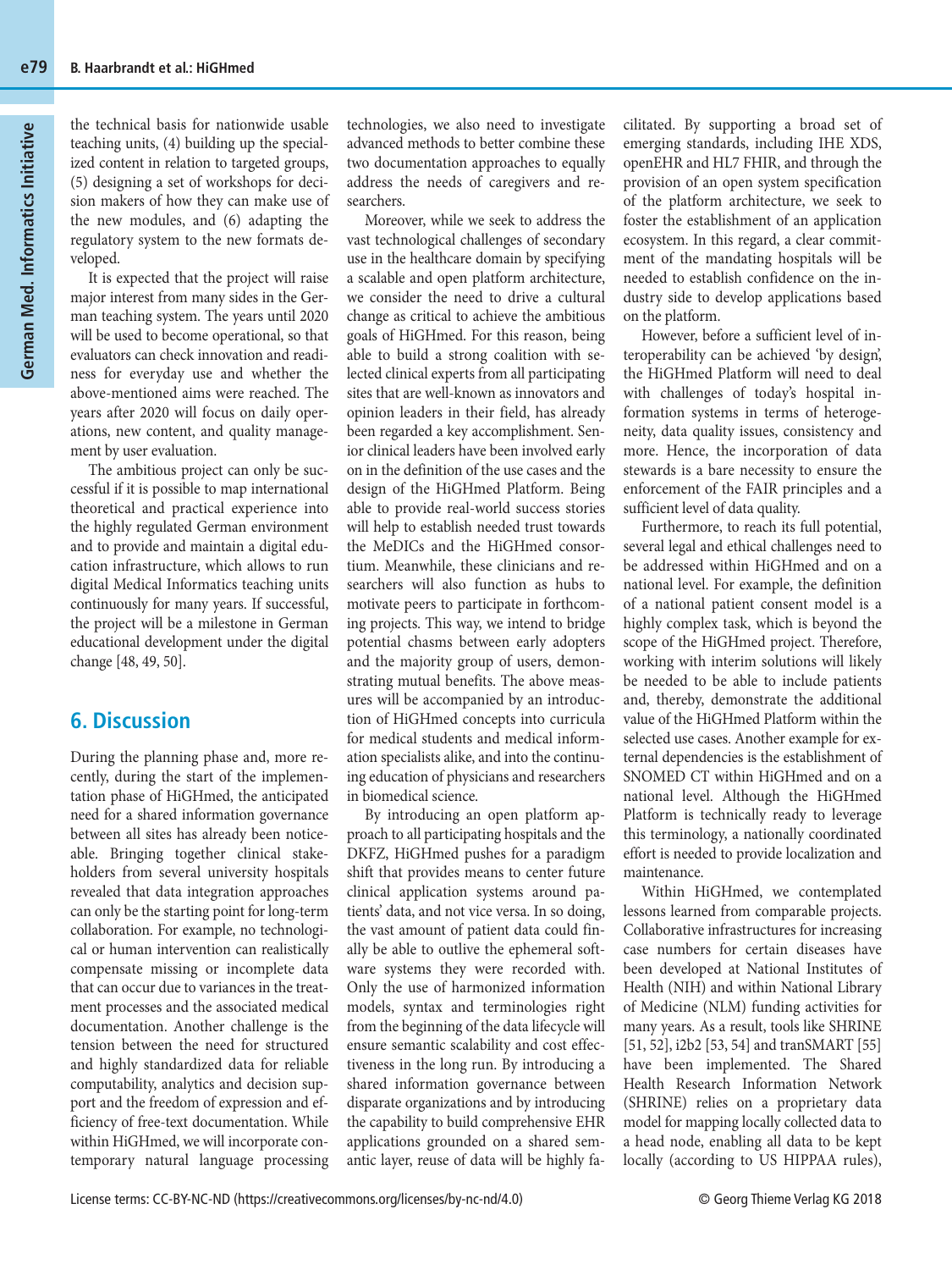the technical basis for nationwide usable teaching units, (4) building up the specialized content in relation to targeted groups, (5) designing a set of workshops for decision makers of how they can make use of the new modules, and (6) adapting the regulatory system to the new formats developed.

It is expected that the project will raise major interest from many sides in the German teaching system. The years until 2020 will be used to become operational, so that evaluators can check innovation and readiness for everyday use and whether the above-mentioned aims were reached. The years after 2020 will focus on daily operations, new content, and quality management by user evaluation.

The ambitious project can only be successful if it is possible to map international theoretical and practical experience into the highly regulated German environment and to provide and maintain a digital education infrastructure, which allows to run digital Medical Informatics teaching units continuously for many years. If successful, the project will be a milestone in German educational development under the digital change [48, 49, 50].

## 6. Discussion

During the planning phase and, more recently, during the start of the implementation phase of HiGHmed, the anticipated need for a shared information governance between all sites has already been noticeable. Bringing together clinical stakeholders from several university hospitals revealed that data integration approaches can only be the starting point for long-term collaboration. For example, no technological or human intervention can realistically compensate missing or incomplete data that can occur due to variances in the treatment processes and the associated medical documentation. Another challenge is the tension between the need for structured and highly standardized data for reliable computability, analytics and decision support and the freedom of expression and efficiency of free-text documentation. While within HiGHmed, we will incorporate contemporary natural language processing technologies, we also need to investigate advanced methods to better combine these two documentation approaches to equally address the needs of caregivers and researchers.

Moreover, while we seek to address the vast technological challenges of secondary use in the healthcare domain by specifying a scalable and open platform architecture, we consider the need to drive a cultural change as critical to achieve the ambitious goals of HiGHmed. For this reason, being able to build a strong coalition with selected clinical experts from all participating sites that are well-known as innovators and opinion leaders in their field, has already been regarded a key accomplishment. Senior clinical leaders have been involved early on in the definition of the use cases and the design of the HiGHmed Platform. Being able to provide real-world success stories will help to establish needed trust towards the MeDICs and the HiGHmed consortium. Meanwhile, these clinicians and researchers will also function as hubs to motivate peers to participate in forthcoming projects. This way, we intend to bridge potential chasms between early adopters and the majority group of users, demonstrating mutual benefits. The above measures will be accompanied by an introduction of HiGHmed concepts into curricula for medical students and medical information specialists alike, and into the continuing education of physicians and researchers in biomedical science.

By introducing an open platform approach to all participating hospitals and the DKFZ, HiGHmed pushes for a paradigm shift that provides means to center future clinical application systems around patients' data, and not vice versa. In so doing, the vast amount of patient data could finally be able to outlive the ephemeral software systems they were recorded with. Only the use of harmonized information models, syntax and terminologies right from the beginning of the data lifecycle will ensure semantic scalability and cost effectiveness in the long run. By introducing a shared information governance between disparate organizations and by introducing the capability to build comprehensive EHR applications grounded on a shared semantic layer, reuse of data will be highly facilitated. By supporting a broad set of emerging standards, including IHE XDS, openEHR and HL7 FHIR, and through the provision of an open system specification of the platform architecture, we seek to foster the establishment of an application ecosystem. In this regard, a clear commitment of the mandating hospitals will be needed to establish confidence on the industry side to develop applications based on the platform.

However, before a sufficient level of interoperability can be achieved 'by design', the HiGHmed Platform will need to deal with challenges of today's hospital information systems in terms of heterogeneity, data quality issues, consistency and more. Hence, the incorporation of data stewards is a bare necessity to ensure the enforcement of the FAIR principles and a sufficient level of data quality.

Furthermore, to reach its full potential, several legal and ethical challenges need to be addressed within HiGHmed and on a national level. For example, the definition of a national patient consent model is a highly complex task, which is beyond the scope of the HiGHmed project. Therefore, working with interim solutions will likely be needed to be able to include patients and, thereby, demonstrate the additional value of the HiGHmed Platform within the selected use cases. Another example for external dependencies is the establishment of SNOMED CT within HiGHmed and on a national level. Although the HiGHmed Platform is technically ready to leverage this terminology, a nationally coordinated effort is needed to provide localization and maintenance.

Within HiGHmed, we contemplated lessons learned from comparable projects. Collaborative infrastructures for increasing case numbers for certain diseases have been developed at National Institutes of Health (NIH) and within National Library of Medicine (NLM) funding activities for many years. As a result, tools like SHRINE [51, 52], i2b2 [53, 54] and tranSMART [55] have been implemented. The Shared Health Research Information Network (SHRINE) relies on a proprietary data model for mapping locally collected data to a head node, enabling all data to be kept locally (according to US HIPPAA rules),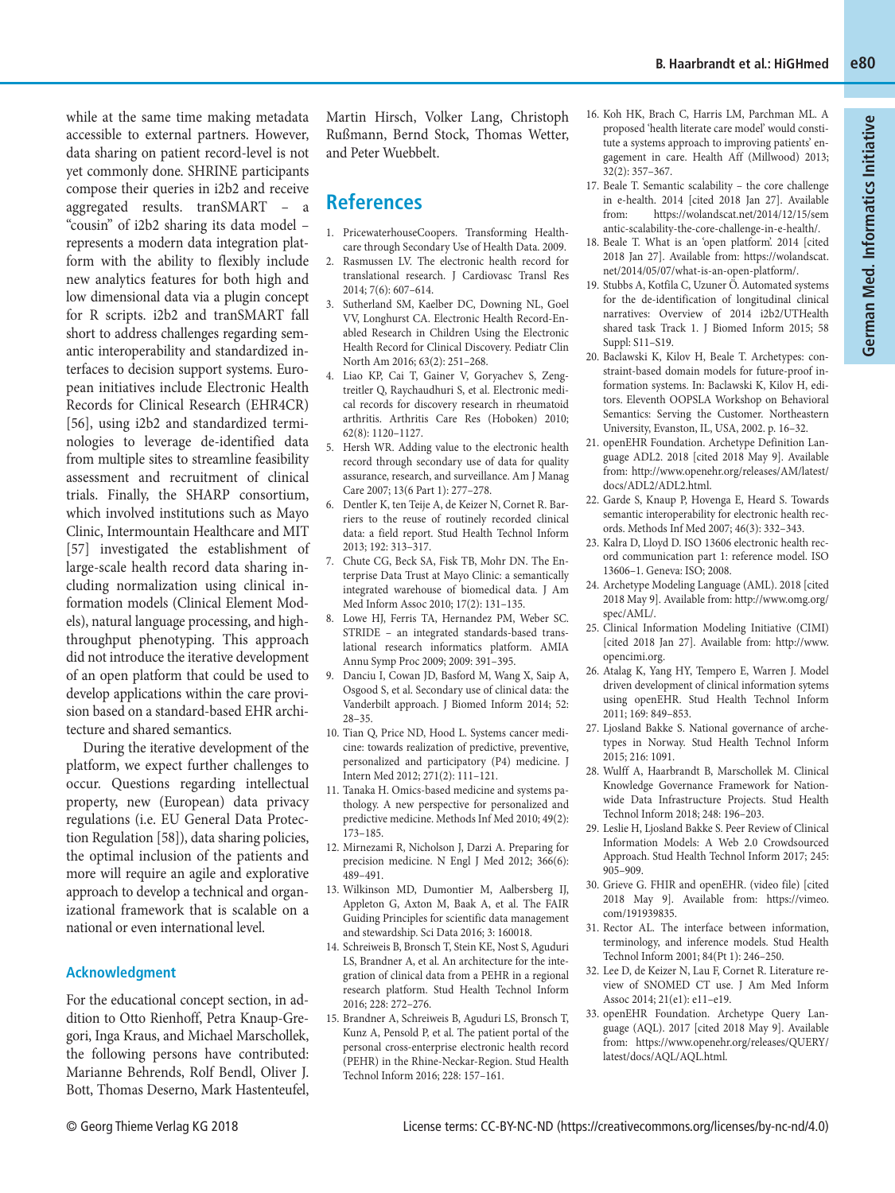while at the same time making metadata accessible to external partners. However, data sharing on patient record-level is not yet commonly done. SHRINE participants compose their queries in i2b2 and receive aggregated results. tranSMART – a "cousin" of i2b2 sharing its data model – represents a modern data integration platform with the ability to flexibly include new analytics features for both high and low dimensional data via a plugin concept for R scripts. i2b2 and tranSMART fall short to address challenges regarding semantic interoperability and standardized interfaces to decision support systems. European initiatives include Electronic Health Records for Clinical Research (EHR4CR) [56], using i2b2 and standardized terminologies to leverage de-identified data from multiple sites to streamline feasibility assessment and recruitment of clinical trials. Finally, the SHARP consortium, which involved institutions such as Mayo Clinic, Intermountain Healthcare and MIT [57] investigated the establishment of large-scale health record data sharing including normalization using clinical information models (Clinical Element Models), natural language processing, and high-throughput phenotyping. This approach did not introduce the iterative development of an open platform that could be used to develop applications within the care provision based on a standard-based EHR architecture and shared semantics.

During the iterative development of the platform, we expect further challenges to occur. Questions regarding intellectual property, new (European) data privacy regulations (i.e. EU General Data Protection Regulation [58]), data sharing policies, the optimal inclusion of the patients and more will require an agile and explorative approach to develop a technical and organizational framework that is scalable on a national or even international level.

## Acknowledgment

For the educational concept section, in addition to Otto Rienhoff, Petra Knaup-Gregori, Inga Kraus, and Michael Marschollek, the following persons have contributed: Marianne Behrends, Rolf Bendl, Oliver J. Bott, Thomas Deserno, Mark Hastenteufel, Martin Hirsch, Volker Lang, Christoph Rußmann, Bernd Stock, Thomas Wetter, and Peter Wuebbelt.

## References

1. PricewaterhouseCoopers. Transforming Healthcare through Secondary Use of Health Data. 2009.
2. Rasmussen LV. The electronic health record for translational research. J Cardiovasc Transl Res 2014; 7(6): 607–614.
3. Sutherland SM, Kaelber DC, Downing NL, Goel VV, Longhurst CA. Electronic Health Record-Enabled Research in Children Using the Electronic Health Record for Clinical Discovery. Pediatr Clin North Am 2016; 63(2): 251–268.
4. Liao KP, Cai T, Gainer V, Goryachev S, Zengtreitler Q, Raychaudhuri S, et al. Electronic medical records for discovery research in rheumatoid arthritis. Arthritis Care Res (Hoboken) 2010; 62(8): 1120–1127.
5. Hersh WR. Adding value to the electronic health record through secondary use of data for quality assurance, research, and surveillance. Am J Manag Care 2007; 13(6 Part 1): 277–278.
6. Dentler K, ten Teije A, de Keizer N, Cornet R. Barriers to the reuse of routinely recorded clinical data: a field report. Stud Health Technol Inform 2013; 192: 313–317.
7. Chute CG, Beck SA, Fisk TB, Mohr DN. The Enterprise Data Trust at Mayo Clinic: a semantically integrated warehouse of biomedical data. J Am Med Inform Assoc 2010; 17(2): 131–135.
8. Lowe HJ, Ferris TA, Hernandez PM, Weber SC. STRIDE – an integrated standards-based translational research informatics platform. AMIA Annu Symp Proc 2009; 2009: 391–395.
9. Danciu I, Cowan JD, Basford M, Wang X, Saip A, Osgood S, et al. Secondary use of clinical data: the Vanderbilt approach. J Biomed Inform 2014; 52: 28–35.
10. Tian Q, Price ND, Hood L. Systems cancer medicine: towards realization of predictive, preventive, personalized and participatory (P4) medicine. J Intern Med 2012; 271(2): 111–121.
11. Tanaka H. Omics-based medicine and systems pathology. A new perspective for personalized and predictive medicine. Methods Inf Med 2010; 49(2): 173–185.
12. Mirnezami R, Nicholson J, Darzi A. Preparing for precision medicine. N Engl J Med 2012; 366(6): 489–491.
13. Wilkinson MD, Dumontier M, Aalbersberg IJ, Appleton G, Axton M, Baak A, et al. The FAIR Guiding Principles for scientific data management and stewardship. Sci Data 2016; 3: 160018.
14. Schreiweis B, Bronsch T, Stein KE, Nost S, Aguduri LS, Brandner A, et al. An architecture for the integration of clinical data from a PEHR in a regional research platform. Stud Health Technol Inform 2016; 228: 272–276.
15. Brandner A, Schreiweis B, Aguduri LS, Bronsch T, Kunz A, Pensold P, et al. The patient portal of the personal cross-enterprise electronic health record (PEHR) in the Rhine-Neckar-Region. Stud Health Technol Inform 2016; 228: 157–161.
16. Koh HK, Brach C, Harris LM, Parchman ML. A proposed 'health literate care model' would constitute a systems approach to improving patients' engagement in care. Health Aff (Millwood) 2013; 32(2): 357–367.
17. Beale T. Semantic scalability – the core challenge in e-health. 2014 [cited 2018 Jan 27]. Available from: https://wolandscat.net/2014/12/15/semantic-scalability-the-core-challenge-in-e-health/.
18. Beale T. What is an 'open platform'. 2014 [cited 2018 Jan 27]. Available from: https://wolandscat.net/2014/05/07/what-is-an-open-platform/.
19. Stubbs A, Kotfila C, Uzuner Ö. Automated systems for the de-identification of longitudinal clinical narratives: Overview of 2014 i2b2/UTHealth shared task Track 1. J Biomed Inform 2015; 58 Suppl: S11–S19.
20. Baclawski K, Kilov H, Beale T. Archetypes: constraint-based domain models for future-proof information systems. In: Baclawski K, Kilov H, editors. Eleventh OOPSLA Workshop on Behavioral Semantics: Serving the Customer. Northeastern University, Evanston, IL, USA, 2002. p. 16–32.
21. openEHR Foundation. Archetype Definition Language ADL2. 2018 [cited 2018 May 9]. Available from: http://www.openehr.org/releases/AM/latest/docs/ADL2/ADL2.html.
22. Garde S, Knaup P, Hovenga E, Heard S. Towards semantic interoperability for electronic health records. Methods Inf Med 2007; 46(3): 332–343.
23. Kalra D, Lloyd D. ISO 13606 electronic health record communication part 1: reference model. ISO 13606–1. Geneva: ISO; 2008.
24. Archetype Modeling Language (AML). 2018 [cited 2018 May 9]. Available from: http://www.omg.org/spec/AML/.
25. Clinical Information Modeling Initiative (CIMI) [cited 2018 Jan 27]. Available from: http://www.opencimi.org.
26. Atalag K, Yang HY, Tempero E, Warren J. Model driven development of clinical information sytems using openEHR. Stud Health Technol Inform 2011; 169: 849–853.
27. Ljosland Bakke S. National governance of archetypes in Norway. Stud Health Technol Inform 2015; 216: 1091.
28. Wulff A, Haarbrandt B, Marschollek M. Clinical Knowledge Governance Framework for Nationwide Data Infrastructure Projects. Stud Health Technol Inform 2018; 248: 196–203.
29. Leslie H, Ljosland Bakke S. Peer Review of Clinical Information Models: A Web 2.0 Crowdsourced Approach. Stud Health Technol Inform 2017; 245: 905–909.
30. Grieve G. FHIR and openEHR. (video file) [cited 2018 May 9]. Available from: https://vimeo.com/191939835.
31. Rector AL. The interface between information, terminology, and inference models. Stud Health Technol Inform 2001; 84(Pt 1): 246–250.
32. Lee D, de Keizer N, Lau F, Cornet R. Literature review of SNOMED CT use. J Am Med Inform Assoc 2014; 21(e1): e11–e19.
33. openEHR Foundation. Archetype Query Language (AQL). 2017 [cited 2018 May 9]. Available from: https://www.openehr.org/releases/QUERY/latest/docs/AQL/AQL.html.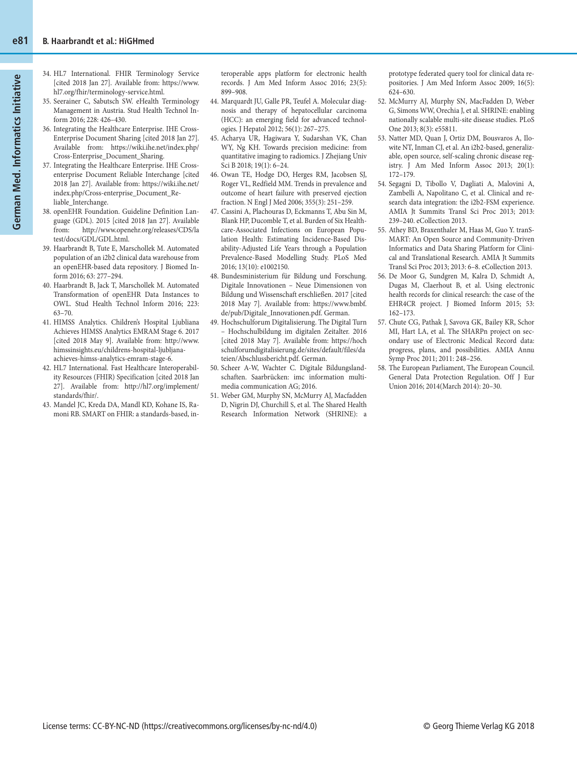34. HL7 International. FHIR Terminology Service [cited 2018 Jan 27]. Available from: https://www.hl7.org/fhir/terminology-service.html.
35. Seerainer C, Sabutsch SW. eHealth Terminology Management in Austria. Stud Health Technol Inform 2016; 228: 426–430.
36. Integrating the Healthcare Enterprise. IHE Cross-Enterprise Document Sharing [cited 2018 Jan 27]. Available from: https://wiki.ihe.net/index.php/Cross-Enterprise_Document_Sharing.
37. Integrating the Healthcare Enterprise. IHE Cross-enterprise Document Reliable Interchange [cited 2018 Jan 27]. Available from: https://wiki.ihe.net/index.php/Cross-enterprise_Document_Reliable_Interchange.
38. openEHR Foundation. Guideline Definition Language (GDL). 2015 [cited 2018 Jan 27]. Available from: http://www.openehr.org/releases/CDS/latest/docs/GDL/GDL.html.
39. Haarbrandt B, Tute E, Marschollek M. Automated population of an i2b2 clinical data warehouse from an openEHR-based data repository. J Biomed Inform 2016; 63: 277–294.
40. Haarbrandt B, Jack T, Marschollek M. Automated Transformation of openEHR Data Instances to OWL. Stud Health Technol Inform 2016; 223: 63–70.
41. HIMSS Analytics. Children's Hospital Ljubliana Achieves HIMSS Analytics EMRAM Stage 6. 2017 [cited 2018 May 9]. Available from: http://www.himssinsights.eu/childrens-hospital-ljubljana-achieves-himss-analytics-emram-stage-6.
42. HL7 International. Fast Healthcare Interoperability Resources (FHIR) Specification [cited 2018 Jan 27]. Available from: http://hl7.org/implement/standards/fhir/.
43. Mandel JC, Kreda DA, Mandl KD, Kohane IS, Ramoni RB. SMART on FHIR: a standards-based, interoperable apps platform for electronic health records. J Am Med Inform Assoc 2016; 23(5): 899–908.
44. Marquardt JU, Galle PR, Teufel A. Molecular diagnosis and therapy of hepatocellular carcinoma (HCC): an emerging field for advanced technologies. J Hepatol 2012; 56(1): 267–275.
45. Acharya UR, Hagiwara Y, Sudarshan VK, Chan WY, Ng KH. Towards precision medicine: from quantitative imaging to radiomics. J Zhejiang Univ Sci B 2018; 19(1): 6–24.
46. Owan TE, Hodge DO, Herges RM, Jacobsen SJ, Roger VL, Redfield MM. Trends in prevalence and outcome of heart failure with preserved ejection fraction. N Engl J Med 2006; 355(3): 251–259.
47. Cassini A, Plachouras D, Eckmanns T, Abu Sin M, Blank HP, Ducomble T, et al. Burden of Six Healthcare-Associated Infections on European Population Health: Estimating Incidence-Based Disability-Adjusted Life Years through a Population Prevalence-Based Modelling Study. PLoS Med 2016; 13(10): e1002150.
48. Bundesministerium für Bildung und Forschung. Digitale Innovationen – Neue Dimensionen von Bildung und Wissenschaft erschließen. 2017 [cited 2018 May 7]. Available from: https://www.bmbf.de/pub/Digitale_Innovationen.pdf. German.
49. Hochschulforum Digitalisierung. The Digital Turn – Hochschulbildung im digitalen Zeitalter. 2016 [cited 2018 May 7]. Available from: https://hochschulforumdigitalisierung.de/sites/default/files/dateien/Abschlussbericht.pdf. German.
50. Scheer A-W, Wachter C. Digitale Bildungslandschaften. Saarbrücken: imc information multimedia communication AG; 2016.
51. Weber GM, Murphy SN, McMurry AJ, Macfadden D, Nigrin DJ, Churchill S, et al. The Shared Health Research Information Network (SHRINE): a prototype federated query tool for clinical data repositories. J Am Med Inform Assoc 2009; 16(5): 624–630.
52. McMurry AJ, Murphy SN, MacFadden D, Weber G, Simons WW, Orechia J, et al. SHRINE: enabling nationally scalable multi-site disease studies. PLoS One 2013; 8(3): e55811.
53. Natter MD, Quan J, Ortiz DM, Bousvaros A, Ilowite NT, Inman CJ, et al. An i2b2-based, generalizable, open source, self-scaling chronic disease registry. J Am Med Inform Assoc 2013; 20(1): 172–179.
54. Segagni D, Tibollo V, Dagliati A, Malovini A, Zambelli A, Napolitano C, et al. Clinical and research data integration: the i2b2-FSM experience. AMIA Jt Summits Transl Sci Proc 2013; 2013: 239–240. eCollection 2013.
55. Athey BD, Braxenthaler M, Haas M, Guo Y. tranSMART: An Open Source and Community-Driven Informatics and Data Sharing Platform for Clinical and Translational Research. AMIA Jt Summits Transl Sci Proc 2013; 2013: 6–8. eCollection 2013.
56. De Moor G, Sundgren M, Kalra D, Schmidt A, Dugas M, Claerhout B, et al. Using electronic health records for clinical research: the case of the EHR4CR project. J Biomed Inform 2015; 53: 162–173.
57. Chute CG, Pathak J, Savova GK, Bailey KR, Schor MI, Hart LA, et al. The SHARPn project on secondary use of Electronic Medical Record data: progress, plans, and possibilities. AMIA Annu Symp Proc 2011; 2011: 248–256.
58. The European Parliament, The European Council. General Data Protection Regulation. Off J Eur Union 2016; 2014(March 2014): 20–30.